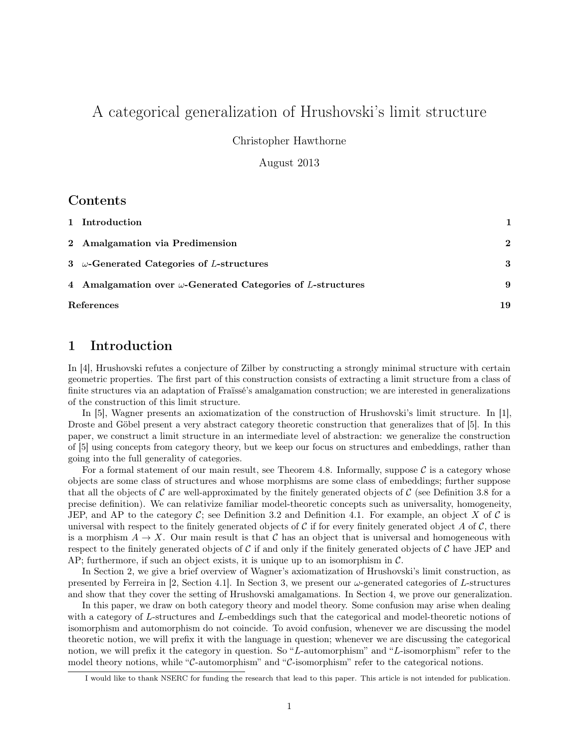# A categorical generalization of Hrushovski's limit structure

Christopher Hawthorne

August 2013

## Contents

| | |
|---|---|
| **1 Introduction** | **1** |
| **2 Amalgamation via Predimension** | **2** |
| **3 $\omega$-Generated Categories of $L$-structures** | **3** |
| **4 Amalgamation over $\omega$-Generated Categories of $L$-structures** | **9** |
| **References** | **19** |

## 1 Introduction

In [4], Hrushovski refutes a conjecture of Zilber by constructing a strongly minimal structure with certain geometric properties. The first part of this construction consists of extracting a limit structure from a class of finite structures via an adaptation of Fraïssé's amalgamation construction; we are interested in generalizations of the construction of this limit structure.

In [5], Wagner presents an axiomatization of the construction of Hrushovski's limit structure. In [1], Droste and Göbel present a very abstract category theoretic construction that generalizes that of [5]. In this paper, we construct a limit structure in an intermediate level of abstraction: we generalize the construction of [5] using concepts from category theory, but we keep our focus on structures and embeddings, rather than going into the full generality of categories.

For a formal statement of our main result, see Theorem 4.8. Informally, suppose $\mathcal{C}$ is a category whose objects are some class of structures and whose morphisms are some class of embeddings; further suppose that all the objects of $\mathcal{C}$ are well-approximated by the finitely generated objects of $\mathcal{C}$ (see Definition 3.8 for a precise definition). We can relativize familiar model-theoretic concepts such as universality, homogeneity, JEP, and AP to the category $\mathcal{C}$; see Definition 3.2 and Definition 4.1. For example, an object $X$ of $\mathcal{C}$ is universal with respect to the finitely generated objects of $\mathcal{C}$ if for every finitely generated object $A$ of $\mathcal{C}$, there is a morphism $A \to X$. Our main result is that $\mathcal{C}$ has an object that is universal and homogeneous with respect to the finitely generated objects of $\mathcal{C}$ if and only if the finitely generated objects of $\mathcal{C}$ have JEP and AP; furthermore, if such an object exists, it is unique up to an isomorphism in $\mathcal{C}$.

In Section 2, we give a brief overview of Wagner's axiomatization of Hrushovski's limit construction, as presented by Ferreira in [2, Section 4.1]. In Section 3, we present our $\omega$-generated categories of $L$-structures and show that they cover the setting of Hrushovski amalgamations. In Section 4, we prove our generalization.

In this paper, we draw on both category theory and model theory. Some confusion may arise when dealing with a category of $L$-structures and $L$-embeddings such that the categorical and model-theoretic notions of isomorphism and automorphism do not coincide. To avoid confusion, whenever we are discussing the model theoretic notion, we will prefix it with the language in question; whenever we are discussing the categorical notion, we will prefix it the category in question. So "$L$-automorphism" and "$L$-isomorphism" refer to the model theory notions, while "$\mathcal{C}$-automorphism" and "$\mathcal{C}$-isomorphism" refer to the categorical notions.

I would like to thank NSERC for funding the research that lead to this paper. This article is not intended for publication.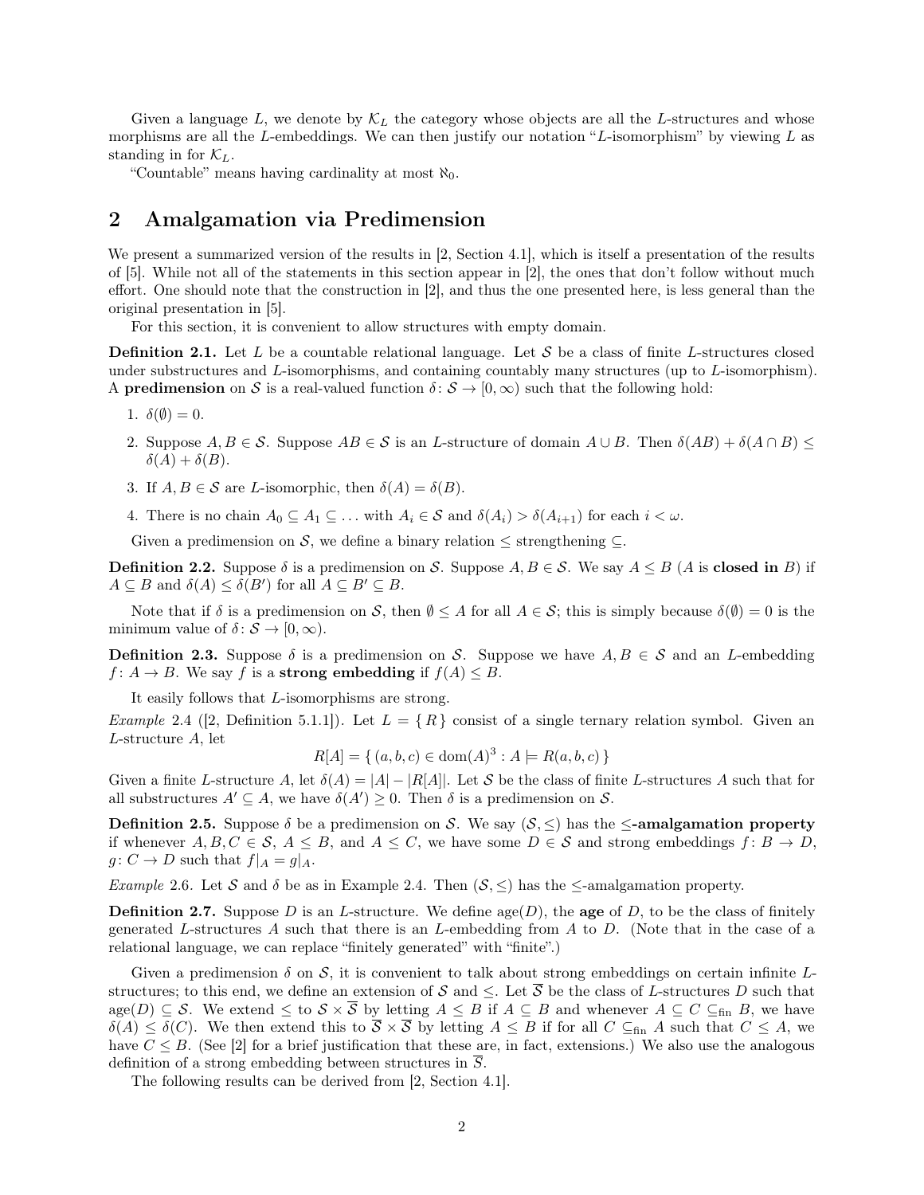Given a language $L$, we denote by $\mathcal{K}_L$ the category whose objects are all the $L$-structures and whose morphisms are all the $L$-embeddings. We can then justify our notation "$L$-isomorphism" by viewing $L$ as standing in for $\mathcal{K}_L$.

"Countable" means having cardinality at most $\aleph_0$.

## 2 Amalgamation via Predimension

We present a summarized version of the results in [2, Section 4.1], which is itself a presentation of the results of [5]. While not all of the statements in this section appear in [2], the ones that don't follow without much effort. One should note that the construction in [2], and thus the one presented here, is less general than the original presentation in [5].

For this section, it is convenient to allow structures with empty domain.

**Definition 2.1.** Let $L$ be a countable relational language. Let $\mathcal{S}$ be a class of finite $L$-structures closed under substructures and $L$-isomorphisms, and containing countably many structures (up to $L$-isomorphism). A **predimension** on $\mathcal{S}$ is a real-valued function $\delta\colon \mathcal{S} \to [0, \infty)$ such that the following hold:

1. $\delta(\emptyset) = 0$.
2. Suppose $A, B \in \mathcal{S}$. Suppose $AB \in \mathcal{S}$ is an $L$-structure of domain $A \cup B$. Then $\delta(AB) + \delta(A \cap B) \leq \delta(A) + \delta(B)$.
3. If $A, B \in \mathcal{S}$ are $L$-isomorphic, then $\delta(A) = \delta(B)$.
4. There is no chain $A_0 \subseteq A_1 \subseteq \dots$ with $A_i \in \mathcal{S}$ and $\delta(A_i) > \delta(A_{i+1})$ for each $i < \omega$.

Given a predimension on $\mathcal{S}$, we define a binary relation $\leq$ strengthening $\subseteq$.

**Definition 2.2.** Suppose $\delta$ is a predimension on $\mathcal{S}$. Suppose $A, B \in \mathcal{S}$. We say $A \leq B$ ($A$ is **closed in** $B$) if $A \subseteq B$ and $\delta(A) \leq \delta(B')$ for all $A \subseteq B' \subseteq B$.

Note that if $\delta$ is a predimension on $\mathcal{S}$, then $\emptyset \leq A$ for all $A \in \mathcal{S}$; this is simply because $\delta(\emptyset) = 0$ is the minimum value of $\delta\colon \mathcal{S} \to [0, \infty)$.

**Definition 2.3.** Suppose $\delta$ is a predimension on $\mathcal{S}$. Suppose we have $A, B \in \mathcal{S}$ and an $L$-embedding $f\colon A \to B$. We say $f$ is a **strong embedding** if $f(A) \leq B$.

It easily follows that $L$-isomorphisms are strong.

*Example* 2.4 ([2, Definition 5.1.1]). Let $L = \{ R \}$ consist of a single ternary relation symbol. Given an $L$-structure $A$, let

$$R[A] = \{ (a, b, c) \in \mathrm{dom}(A)^3 : A \models R(a, b, c) \}$$

Given a finite $L$-structure $A$, let $\delta(A) = |A| - |R[A]|$. Let $\mathcal{S}$ be the class of finite $L$-structures $A$ such that for all substructures $A' \subseteq A$, we have $\delta(A') \geq 0$. Then $\delta$ is a predimension on $\mathcal{S}$.

**Definition 2.5.** Suppose $\delta$ be a predimension on $\mathcal{S}$. We say $(\mathcal{S}, \leq)$ has the **$\leq$-amalgamation property** if whenever $A, B, C \in \mathcal{S}$, $A \leq B$, and $A \leq C$, we have some $D \in \mathcal{S}$ and strong embeddings $f\colon B \to D$, $g\colon C \to D$ such that $f|_A = g|_A$.

*Example* 2.6. Let $\mathcal{S}$ and $\delta$ be as in Example 2.4. Then $(\mathcal{S}, \leq)$ has the $\leq$-amalgamation property.

**Definition 2.7.** Suppose $D$ is an $L$-structure. We define $\mathrm{age}(D)$, the **age** of $D$, to be the class of finitely generated $L$-structures $A$ such that there is an $L$-embedding from $A$ to $D$. (Note that in the case of a relational language, we can replace "finitely generated" with "finite".)

Given a predimension $\delta$ on $\mathcal{S}$, it is convenient to talk about strong embeddings on certain infinite $L$-structures; to this end, we define an extension of $\mathcal{S}$ and $\leq$. Let $\overline{\mathcal{S}}$ be the class of $L$-structures $D$ such that $\mathrm{age}(D) \subseteq \mathcal{S}$. We extend $\leq$ to $\mathcal{S} \times \overline{\mathcal{S}}$ by letting $A \leq B$ if $A \subseteq B$ and whenever $A \subseteq C \subseteq_{\text{fin}} B$, we have $\delta(A) \leq \delta(C)$. We then extend this to $\overline{\mathcal{S}} \times \overline{\mathcal{S}}$ by letting $A \leq B$ if for all $C \subseteq_{\text{fin}} A$ such that $C \leq A$, we have $C \leq B$. (See [2] for a brief justification that these are, in fact, extensions.) We also use the analogous definition of a strong embedding between structures in $\overline{\mathcal{S}}$.

The following results can be derived from [2, Section 4.1].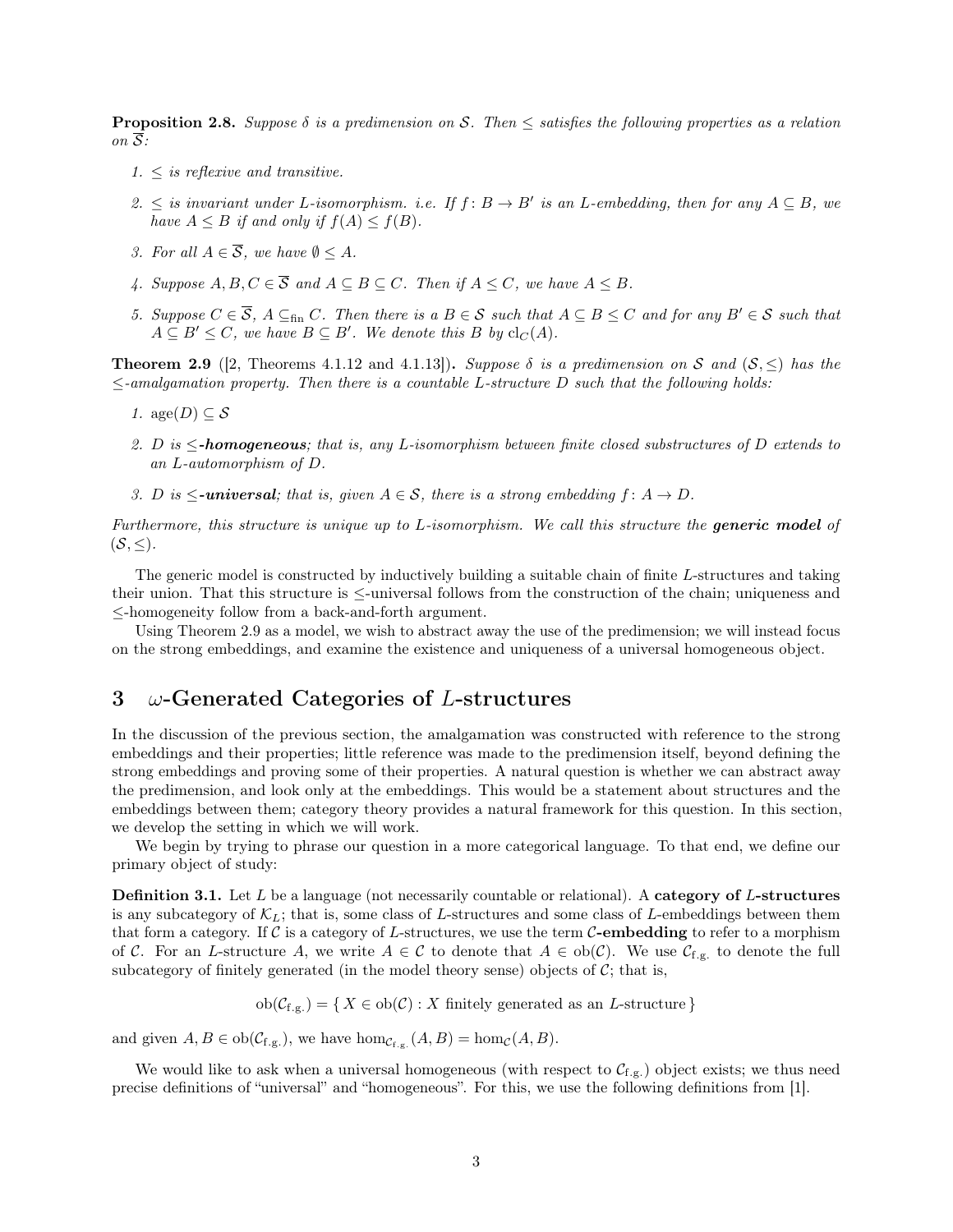**Proposition 2.8.** *Suppose $\delta$ is a predimension on $\mathcal{S}$. Then $\leq$ satisfies the following properties as a relation on $\overline{\mathcal{S}}$:*

1. *$\leq$ is reflexive and transitive.*
2. *$\leq$ is invariant under $L$-isomorphism. i.e. If $f\colon B \to B'$ is an $L$-embedding, then for any $A \subseteq B$, we have $A \leq B$ if and only if $f(A) \leq f(B)$.*
3. *For all $A \in \overline{\mathcal{S}}$, we have $\emptyset \leq A$.*
4. *Suppose $A, B, C \in \overline{\mathcal{S}}$ and $A \subseteq B \subseteq C$. Then if $A \leq C$, we have $A \leq B$.*
5. *Suppose $C \in \overline{\mathcal{S}}$, $A \subseteq_{\text{fin}} C$. Then there is a $B \in \mathcal{S}$ such that $A \subseteq B \leq C$ and for any $B' \in \mathcal{S}$ such that $A \subseteq B' \leq C$, we have $B \subseteq B'$. We denote this $B$ by $\text{cl}_C(A)$.*

**Theorem 2.9** ([2, Theorems 4.1.12 and 4.1.13])**.** *Suppose $\delta$ is a predimension on $\mathcal{S}$ and $(\mathcal{S}, \leq)$ has the $\leq$-amalgamation property. Then there is a countable $L$-structure $D$ such that the following holds:*

1. *$\text{age}(D) \subseteq \mathcal{S}$*
2. *$D$ is **$\leq$-homogeneous**; that is, any $L$-isomorphism between finite closed substructures of $D$ extends to an $L$-automorphism of $D$.*
3. *$D$ is **$\leq$-universal**; that is, given $A \in \mathcal{S}$, there is a strong embedding $f\colon A \to D$.*

*Furthermore, this structure is unique up to $L$-isomorphism. We call this structure the **generic model** of $(\mathcal{S}, \leq)$.*

The generic model is constructed by inductively building a suitable chain of finite $L$-structures and taking their union. That this structure is $\leq$-universal follows from the construction of the chain; uniqueness and $\leq$-homogeneity follow from a back-and-forth argument.

Using Theorem 2.9 as a model, we wish to abstract away the use of the predimension; we will instead focus on the strong embeddings, and examine the existence and uniqueness of a universal homogeneous object.

# 3 $\omega$-Generated Categories of $L$-structures

In the discussion of the previous section, the amalgamation was constructed with reference to the strong embeddings and their properties; little reference was made to the predimension itself, beyond defining the strong embeddings and proving some of their properties. A natural question is whether we can abstract away the predimension, and look only at the embeddings. This would be a statement about structures and the embeddings between them; category theory provides a natural framework for this question. In this section, we develop the setting in which we will work.

We begin by trying to phrase our question in a more categorical language. To that end, we define our primary object of study:

**Definition 3.1.** Let $L$ be a language (not necessarily countable or relational). A **category of $L$-structures** is any subcategory of $\mathcal{K}_L$; that is, some class of $L$-structures and some class of $L$-embeddings between them that form a category. If $\mathcal{C}$ is a category of $L$-structures, we use the term **$\mathcal{C}$-embedding** to refer to a morphism of $\mathcal{C}$. For an $L$-structure $A$, we write $A \in \mathcal{C}$ to denote that $A \in \text{ob}(\mathcal{C})$. We use $\mathcal{C}_{\text{f.g.}}$ to denote the full subcategory of finitely generated (in the model theory sense) objects of $\mathcal{C}$; that is,

$$\text{ob}(\mathcal{C}_{\text{f.g.}}) = \{\, X \in \text{ob}(\mathcal{C}) : X \text{ finitely generated as an } L\text{-structure} \,\}$$

and given $A, B \in \text{ob}(\mathcal{C}_{\text{f.g.}})$, we have $\hom_{\mathcal{C}_{\text{f.g.}}}(A, B) = \hom_{\mathcal{C}}(A, B)$.

We would like to ask when a universal homogeneous (with respect to $\mathcal{C}_{\text{f.g.}}$) object exists; we thus need precise definitions of "universal" and "homogeneous". For this, we use the following definitions from [1].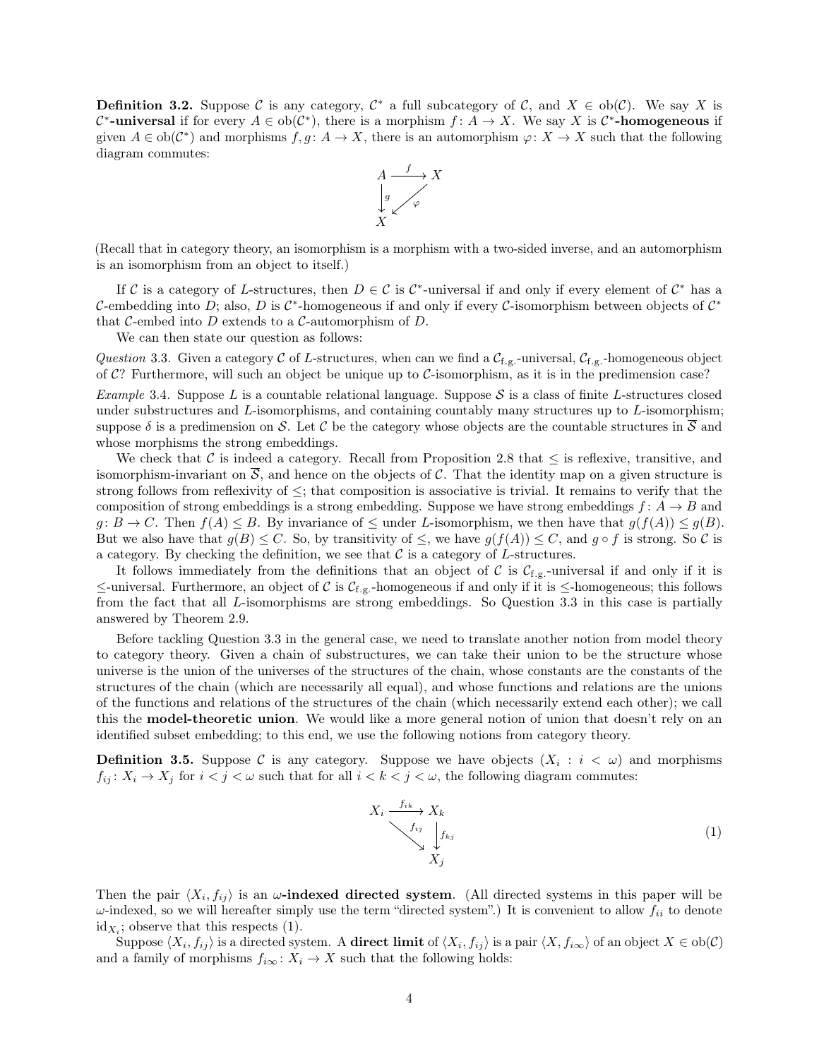**Definition 3.2.** Suppose $\mathcal{C}$ is any category, $\mathcal{C}^*$ a full subcategory of $\mathcal{C}$, and $X \in \mathrm{ob}(\mathcal{C})$. We say $X$ is **$\mathcal{C}^*$-universal** if for every $A \in \mathrm{ob}(\mathcal{C}^*)$, there is a morphism $f\colon A \to X$. We say $X$ is **$\mathcal{C}^*$-homogeneous** if given $A \in \mathrm{ob}(\mathcal{C}^*)$ and morphisms $f, g\colon A \to X$, there is an automorphism $\varphi\colon X \to X$ such that the following diagram commutes:

$$\begin{array}{ccc} A & \xrightarrow{\ f\ } & X \\ \big\downarrow{\scriptstyle g} & \swarrow{\scriptstyle \varphi} & \\ X & & \end{array}$$

(Recall that in category theory, an isomorphism is a morphism with a two-sided inverse, and an automorphism is an isomorphism from an object to itself.)

If $\mathcal{C}$ is a category of $L$-structures, then $D \in \mathcal{C}$ is $\mathcal{C}^*$-universal if and only if every element of $\mathcal{C}^*$ has a $\mathcal{C}$-embedding into $D$; also, $D$ is $\mathcal{C}^*$-homogeneous if and only if every $\mathcal{C}$-isomorphism between objects of $\mathcal{C}^*$ that $\mathcal{C}$-embed into $D$ extends to a $\mathcal{C}$-automorphism of $D$.

We can then state our question as follows:

*Question* 3.3. Given a category $\mathcal{C}$ of $L$-structures, when can we find a $\mathcal{C}_{\text{f.g.}}$-universal, $\mathcal{C}_{\text{f.g.}}$-homogeneous object of $\mathcal{C}$? Furthermore, will such an object be unique up to $\mathcal{C}$-isomorphism, as it is in the predimension case?

*Example* 3.4. Suppose $L$ is a countable relational language. Suppose $\mathcal{S}$ is a class of finite $L$-structures closed under substructures and $L$-isomorphisms, and containing countably many structures up to $L$-isomorphism; suppose $\delta$ is a predimension on $\mathcal{S}$. Let $\mathcal{C}$ be the category whose objects are the countable structures in $\overline{\mathcal{S}}$ and whose morphisms the strong embeddings.

We check that $\mathcal{C}$ is indeed a category. Recall from Proposition 2.8 that $\leq$ is reflexive, transitive, and isomorphism-invariant on $\overline{\mathcal{S}}$, and hence on the objects of $\mathcal{C}$. That the identity map on a given structure is strong follows from reflexivity of $\leq$; that composition is associative is trivial. It remains to verify that the composition of strong embeddings is a strong embedding. Suppose we have strong embeddings $f\colon A \to B$ and $g\colon B \to C$. Then $f(A) \leq B$. By invariance of $\leq$ under $L$-isomorphism, we then have that $g(f(A)) \leq g(B)$. But we also have that $g(B) \leq C$. So, by transitivity of $\leq$, we have $g(f(A)) \leq C$, and $g \circ f$ is strong. So $\mathcal{C}$ is a category. By checking the definition, we see that $\mathcal{C}$ is a category of $L$-structures.

It follows immediately from the definitions that an object of $\mathcal{C}$ is $\mathcal{C}_{\text{f.g.}}$-universal if and only if it is $\leq$-universal. Furthermore, an object of $\mathcal{C}$ is $\mathcal{C}_{\text{f.g.}}$-homogeneous if and only if it is $\leq$-homogeneous; this follows from the fact that all $L$-isomorphisms are strong embeddings. So Question 3.3 in this case is partially answered by Theorem 2.9.

Before tackling Question 3.3 in the general case, we need to translate another notion from model theory to category theory. Given a chain of substructures, we can take their union to be the structure whose universe is the union of the universes of the structures of the chain, whose constants are the constants of the structures of the chain (which are necessarily all equal), and whose functions and relations are the unions of the functions and relations of the structures of the chain (which necessarily extend each other); we call this the **model-theoretic union**. We would like a more general notion of union that doesn't rely on an identified subset embedding; to this end, we use the following notions from category theory.

**Definition 3.5.** Suppose $\mathcal{C}$ is any category. Suppose we have objects $(X_i : i < \omega)$ and morphisms $f_{ij}\colon X_i \to X_j$ for $i < j < \omega$ such that for all $i < k < j < \omega$, the following diagram commutes:

$$\begin{array}{ccc} X_i & \xrightarrow{\ f_{ik}\ } & X_k \\ & \searrow{\scriptstyle f_{ij}} & \big\downarrow{\scriptstyle f_{kj}} \\ & & X_j \end{array} \tag{1}$$

Then the pair $\langle X_i, f_{ij}\rangle$ is an **$\omega$-indexed directed system**. (All directed systems in this paper will be $\omega$-indexed, so we will hereafter simply use the term "directed system".) It is convenient to allow $f_{ii}$ to denote $\mathrm{id}_{X_i}$; observe that this respects (1).

Suppose $\langle X_i, f_{ij}\rangle$ is a directed system. A **direct limit** of $\langle X_i, f_{ij}\rangle$ is a pair $\langle X, f_{i\infty}\rangle$ of an object $X \in \mathrm{ob}(\mathcal{C})$ and a family of morphisms $f_{i\infty}\colon X_i \to X$ such that the following holds: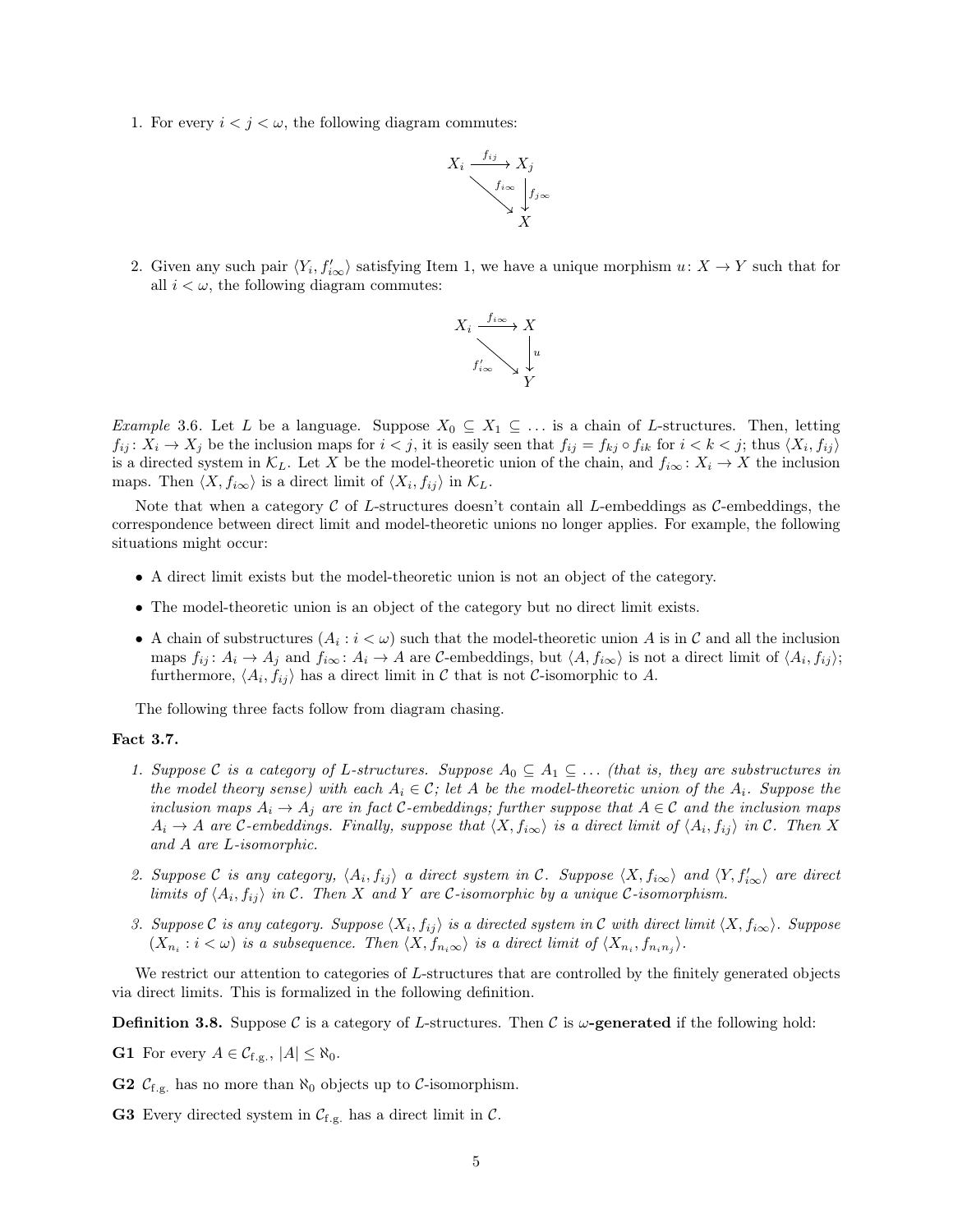1. For every $i < j < \omega$, the following diagram commutes:

$$\begin{array}{ccc} X_i & \xrightarrow{f_{ij}} & X_j \\ & \searrow^{f_{i\infty}} & \downarrow{f_{j\infty}} \\ & & X \end{array}$$

2. Given any such pair $\langle Y_i, f'_{i\infty}\rangle$ satisfying Item 1, we have a unique morphism $u\colon X \to Y$ such that for all $i < \omega$, the following diagram commutes:

$$\begin{array}{ccc} X_i & \xrightarrow{f_{i\infty}} & X \\ & \searrow_{f'_{i\infty}} & \downarrow{u} \\ & & Y \end{array}$$

*Example* 3.6. Let $L$ be a language. Suppose $X_0 \subseteq X_1 \subseteq \dots$ is a chain of $L$-structures. Then, letting $f_{ij}\colon X_i \to X_j$ be the inclusion maps for $i < j$, it is easily seen that $f_{ij} = f_{kj} \circ f_{ik}$ for $i < k < j$; thus $\langle X_i, f_{ij}\rangle$ is a directed system in $\mathcal{K}_L$. Let $X$ be the model-theoretic union of the chain, and $f_{i\infty}\colon X_i \to X$ the inclusion maps. Then $\langle X, f_{i\infty}\rangle$ is a direct limit of $\langle X_i, f_{ij}\rangle$ in $\mathcal{K}_L$.

Note that when a category $\mathcal{C}$ of $L$-structures doesn't contain all $L$-embeddings as $\mathcal{C}$-embeddings, the correspondence between direct limit and model-theoretic unions no longer applies. For example, the following situations might occur:

- A direct limit exists but the model-theoretic union is not an object of the category.
- The model-theoretic union is an object of the category but no direct limit exists.
- A chain of substructures $(A_i : i < \omega)$ such that the model-theoretic union $A$ is in $\mathcal{C}$ and all the inclusion maps $f_{ij}\colon A_i \to A_j$ and $f_{i\infty}\colon A_i \to A$ are $\mathcal{C}$-embeddings, but $\langle A, f_{i\infty}\rangle$ is not a direct limit of $\langle A_i, f_{ij}\rangle$; furthermore, $\langle A_i, f_{ij}\rangle$ has a direct limit in $\mathcal{C}$ that is not $\mathcal{C}$-isomorphic to $A$.

The following three facts follow from diagram chasing.

**Fact 3.7.**

1. *Suppose $\mathcal{C}$ is a category of $L$-structures. Suppose $A_0 \subseteq A_1 \subseteq \dots$ (that is, they are substructures in the model theory sense) with each $A_i \in \mathcal{C}$; let $A$ be the model-theoretic union of the $A_i$. Suppose the inclusion maps $A_i \to A_j$ are in fact $\mathcal{C}$-embeddings; further suppose that $A \in \mathcal{C}$ and the inclusion maps $A_i \to A$ are $\mathcal{C}$-embeddings. Finally, suppose that $\langle X, f_{i\infty}\rangle$ is a direct limit of $\langle A_i, f_{ij}\rangle$ in $\mathcal{C}$. Then $X$ and $A$ are $L$-isomorphic.*
2. *Suppose $\mathcal{C}$ is any category, $\langle A_i, f_{ij}\rangle$ a direct system in $\mathcal{C}$. Suppose $\langle X, f_{i\infty}\rangle$ and $\langle Y, f'_{i\infty}\rangle$ are direct limits of $\langle A_i, f_{ij}\rangle$ in $\mathcal{C}$. Then $X$ and $Y$ are $\mathcal{C}$-isomorphic by a unique $\mathcal{C}$-isomorphism.*
3. *Suppose $\mathcal{C}$ is any category. Suppose $\langle X_i, f_{ij}\rangle$ is a directed system in $\mathcal{C}$ with direct limit $\langle X, f_{i\infty}\rangle$. Suppose $(X_{n_i} : i < \omega)$ is a subsequence. Then $\langle X, f_{n_i\infty}\rangle$ is a direct limit of $\langle X_{n_i}, f_{n_i n_j}\rangle$.*

We restrict our attention to categories of $L$-structures that are controlled by the finitely generated objects via direct limits. This is formalized in the following definition.

**Definition 3.8.** Suppose $\mathcal{C}$ is a category of $L$-structures. Then $\mathcal{C}$ is **$\omega$-generated** if the following hold:

**G1** For every $A \in \mathcal{C}_{\text{f.g.}}$, $|A| \leq \aleph_0$.

**G2** $\mathcal{C}_{\text{f.g.}}$ has no more than $\aleph_0$ objects up to $\mathcal{C}$-isomorphism.

**G3** Every directed system in $\mathcal{C}_{\text{f.g.}}$ has a direct limit in $\mathcal{C}$.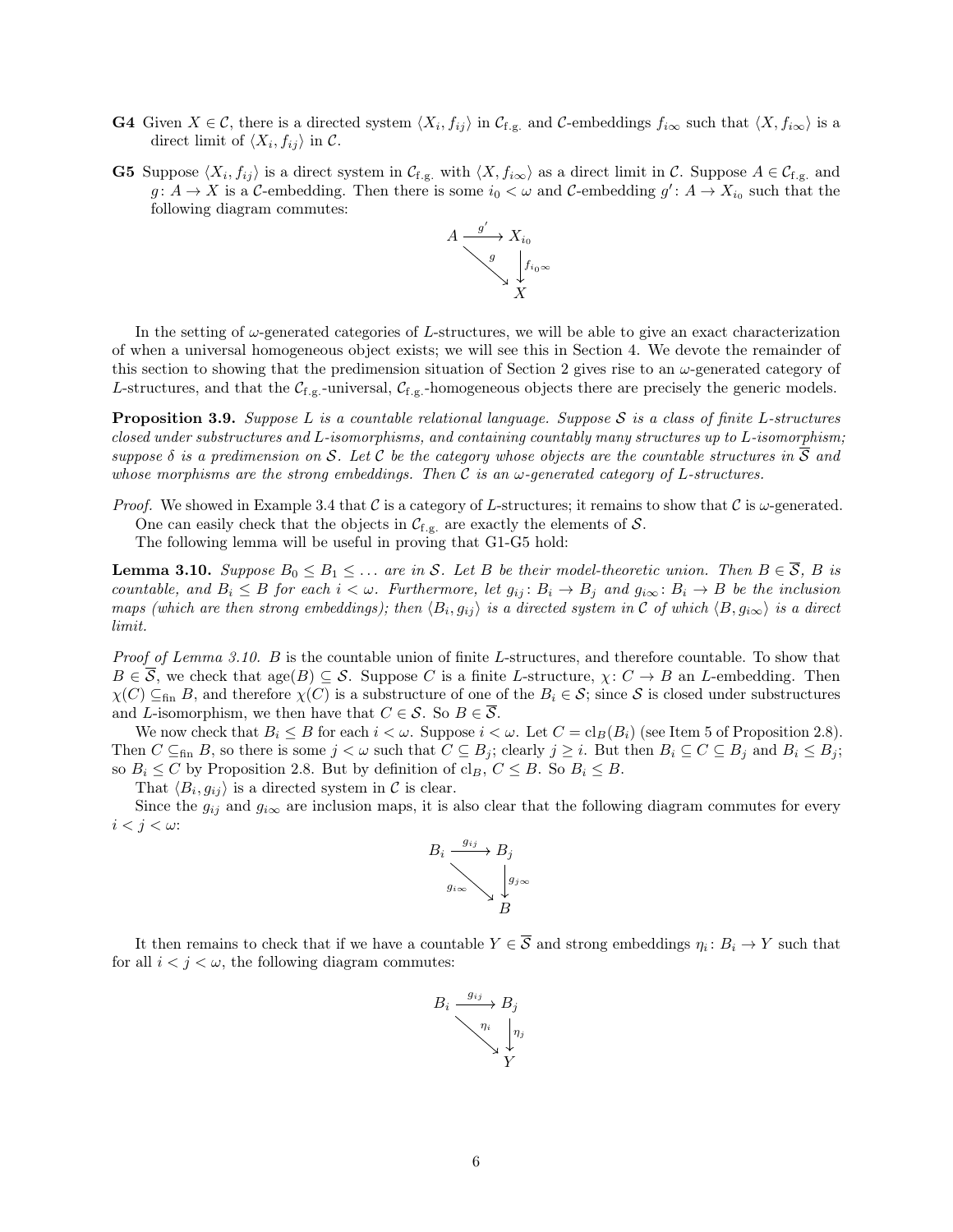**G4** Given $X \in \mathcal{C}$, there is a directed system $\langle X_i, f_{ij} \rangle$ in $\mathcal{C}_{\text{f.g.}}$ and $\mathcal{C}$-embeddings $f_{i\infty}$ such that $\langle X, f_{i\infty} \rangle$ is a direct limit of $\langle X_i, f_{ij} \rangle$ in $\mathcal{C}$.

**G5** Suppose $\langle X_i, f_{ij} \rangle$ is a direct system in $\mathcal{C}_{\text{f.g.}}$ with $\langle X, f_{i\infty} \rangle$ as a direct limit in $\mathcal{C}$. Suppose $A \in \mathcal{C}_{\text{f.g.}}$ and $g\colon A \to X$ is a $\mathcal{C}$-embedding. Then there is some $i_0 < \omega$ and $\mathcal{C}$-embedding $g'\colon A \to X_{i_0}$ such that the following diagram commutes:

$$\begin{array}{ccc} A & \xrightarrow{g'} & X_{i_0} \\ & \searrow^{g} & \downarrow f_{i_0\infty} \\ & & X \end{array}$$

In the setting of $\omega$-generated categories of $L$-structures, we will be able to give an exact characterization of when a universal homogeneous object exists; we will see this in Section 4. We devote the remainder of this section to showing that the predimension situation of Section 2 gives rise to an $\omega$-generated category of $L$-structures, and that the $\mathcal{C}_{\text{f.g.}}$-universal, $\mathcal{C}_{\text{f.g.}}$-homogeneous objects there are precisely the generic models.

**Proposition 3.9.** *Suppose $L$ is a countable relational language. Suppose $\mathcal{S}$ is a class of finite $L$-structures closed under substructures and $L$-isomorphisms, and containing countably many structures up to $L$-isomorphism; suppose $\delta$ is a predimension on $\mathcal{S}$. Let $\mathcal{C}$ be the category whose objects are the countable structures in $\overline{\mathcal{S}}$ and whose morphisms are the strong embeddings. Then $\mathcal{C}$ is an $\omega$-generated category of $L$-structures.*

*Proof.* We showed in Example 3.4 that $\mathcal{C}$ is a category of $L$-structures; it remains to show that $\mathcal{C}$ is $\omega$-generated.

One can easily check that the objects in $\mathcal{C}_{\text{f.g.}}$ are exactly the elements of $\mathcal{S}$.

The following lemma will be useful in proving that G1-G5 hold:

**Lemma 3.10.** *Suppose $B_0 \leq B_1 \leq \ldots$ are in $\mathcal{S}$. Let $B$ be their model-theoretic union. Then $B \in \overline{\mathcal{S}}$, $B$ is countable, and $B_i \leq B$ for each $i < \omega$. Furthermore, let $g_{ij}\colon B_i \to B_j$ and $g_{i\infty}\colon B_i \to B$ be the inclusion maps (which are then strong embeddings); then $\langle B_i, g_{ij} \rangle$ is a directed system in $\mathcal{C}$ of which $\langle B, g_{i\infty} \rangle$ is a direct limit.*

*Proof of Lemma 3.10.* $B$ is the countable union of finite $L$-structures, and therefore countable. To show that $B \in \overline{\mathcal{S}}$, we check that $\text{age}(B) \subseteq \mathcal{S}$. Suppose $C$ is a finite $L$-structure, $\chi\colon C \to B$ an $L$-embedding. Then $\chi(C) \subseteq_{\text{fin}} B$, and therefore $\chi(C)$ is a substructure of one of the $B_i \in \mathcal{S}$; since $\mathcal{S}$ is closed under substructures and $L$-isomorphism, we then have that $C \in \mathcal{S}$. So $B \in \overline{\mathcal{S}}$.

We now check that $B_i \leq B$ for each $i < \omega$. Suppose $i < \omega$. Let $C = \text{cl}_B(B_i)$ (see Item 5 of Proposition 2.8). Then $C \subseteq_{\text{fin}} B$, so there is some $j < \omega$ such that $C \subseteq B_j$; clearly $j \geq i$. But then $B_i \subseteq C \subseteq B_j$ and $B_i \leq B_j$; so $B_i \leq C$ by Proposition 2.8. But by definition of $\text{cl}_B$, $C \leq B$. So $B_i \leq B$.

That $\langle B_i, g_{ij} \rangle$ is a directed system in $\mathcal{C}$ is clear.

Since the $g_{ij}$ and $g_{i\infty}$ are inclusion maps, it is also clear that the following diagram commutes for every $i < j < \omega$:

$$\begin{array}{ccc} B_i & \xrightarrow{g_{ij}} & B_j \\ & \searrow^{g_{i\infty}} & \downarrow g_{j\infty} \\ & & B \end{array}$$

It then remains to check that if we have a countable $Y \in \overline{\mathcal{S}}$ and strong embeddings $\eta_i\colon B_i \to Y$ such that for all $i < j < \omega$, the following diagram commutes:

$$\begin{array}{ccc} B_i & \xrightarrow{g_{ij}} & B_j \\ & \searrow^{\eta_i} & \downarrow \eta_j \\ & & Y \end{array}$$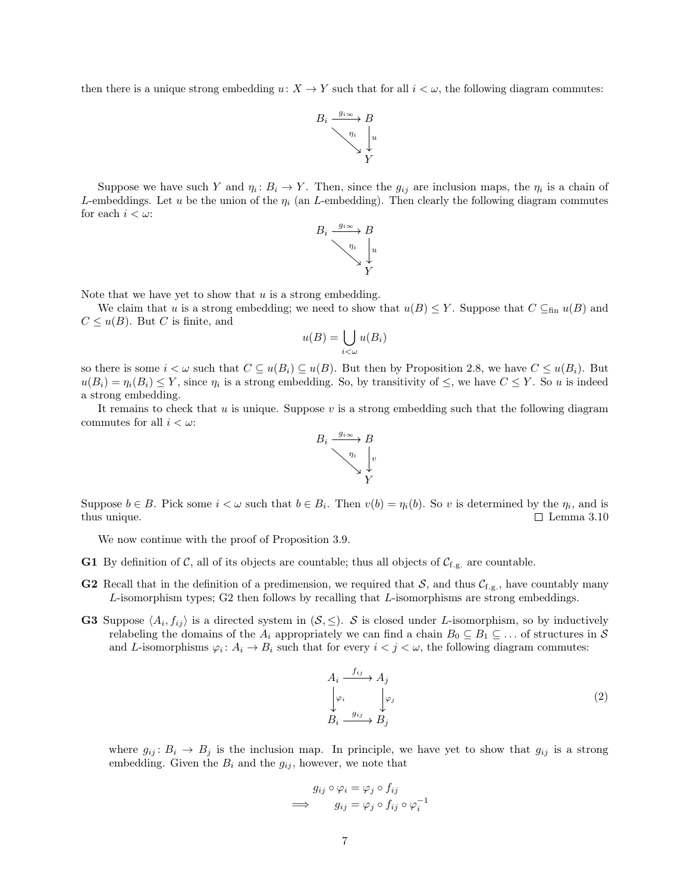then there is a unique strong embedding $u\colon X \to Y$ such that for all $i < \omega$, the following diagram commutes:

$$\begin{array}{ccc} B_i & \xrightarrow{g_{i\infty}} & B \\ & \searrow^{\eta_i} & \downarrow u \\ & & Y \end{array}$$

Suppose we have such $Y$ and $\eta_i\colon B_i \to Y$. Then, since the $g_{ij}$ are inclusion maps, the $\eta_i$ is a chain of $L$-embeddings. Let $u$ be the union of the $\eta_i$ (an $L$-embedding). Then clearly the following diagram commutes for each $i < \omega$:

$$\begin{array}{ccc} B_i & \xrightarrow{g_{i\infty}} & B \\ & \searrow^{\eta_i} & \downarrow u \\ & & Y \end{array}$$

Note that we have yet to show that $u$ is a strong embedding.

We claim that $u$ is a strong embedding; we need to show that $u(B) \leq Y$. Suppose that $C \subseteq_{\text{fin}} u(B)$ and $C \leq u(B)$. But $C$ is finite, and

$$u(B) = \bigcup_{i<\omega} u(B_i)$$

so there is some $i < \omega$ such that $C \subseteq u(B_i) \subseteq u(B)$. But then by Proposition 2.8, we have $C \leq u(B_i)$. But $u(B_i) = \eta_i(B_i) \leq Y$, since $\eta_i$ is a strong embedding. So, by transitivity of $\leq$, we have $C \leq Y$. So $u$ is indeed a strong embedding.

It remains to check that $u$ is unique. Suppose $v$ is a strong embedding such that the following diagram commutes for all $i < \omega$:

$$\begin{array}{ccc} B_i & \xrightarrow{g_{i\infty}} & B \\ & \searrow^{\eta_i} & \downarrow v \\ & & Y \end{array}$$

Suppose $b \in B$. Pick some $i < \omega$ such that $b \in B_i$. Then $v(b) = \eta_i(b)$. So $v$ is determined by the $\eta_i$, and is thus unique. □ Lemma 3.10

We now continue with the proof of Proposition 3.9.

**G1** By definition of $\mathcal{C}$, all of its objects are countable; thus all objects of $\mathcal{C}_{\text{f.g.}}$ are countable.

**G2** Recall that in the definition of a predimension, we required that $\mathcal{S}$, and thus $\mathcal{C}_{\text{f.g.}}$, have countably many $L$-isomorphism types; G2 then follows by recalling that $L$-isomorphisms are strong embeddings.

**G3** Suppose $\langle A_i, f_{ij}\rangle$ is a directed system in $(\mathcal{S}, \leq)$. $\mathcal{S}$ is closed under $L$-isomorphism, so by inductively relabeling the domains of the $A_i$ appropriately we can find a chain $B_0 \subseteq B_1 \subseteq \ldots$ of structures in $\mathcal{S}$ and $L$-isomorphisms $\varphi_i\colon A_i \to B_i$ such that for every $i < j < \omega$, the following diagram commutes:

$$\begin{array}{ccc} A_i & \xrightarrow{f_{ij}} & A_j \\ \downarrow \varphi_i & & \downarrow \varphi_j \\ B_i & \xrightarrow{g_{ij}} & B_j \end{array} \tag{2}$$

where $g_{ij}\colon B_i \to B_j$ is the inclusion map. In principle, we have yet to show that $g_{ij}$ is a strong embedding. Given the $B_i$ and the $g_{ij}$, however, we note that

$$\begin{aligned} & g_{ij} \circ \varphi_i = \varphi_j \circ f_{ij} \\ \implies \quad & g_{ij} = \varphi_j \circ f_{ij} \circ \varphi_i^{-1} \end{aligned}$$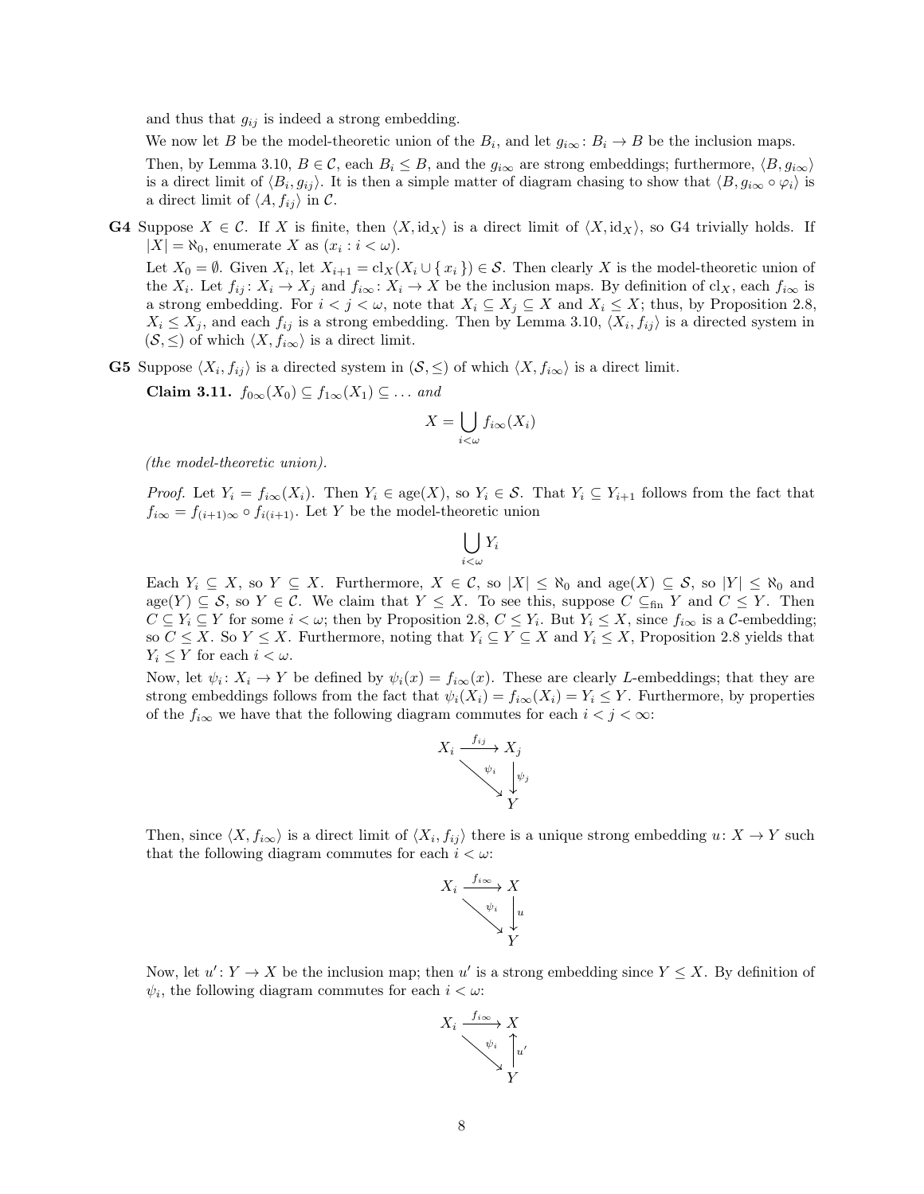and thus that $g_{ij}$ is indeed a strong embedding.

We now let $B$ be the model-theoretic union of the $B_i$, and let $g_{i\infty}\colon B_i \to B$ be the inclusion maps.

Then, by Lemma 3.10, $B \in \mathcal{C}$, each $B_i \leq B$, and the $g_{i\infty}$ are strong embeddings; furthermore, $\langle B, g_{i\infty}\rangle$ is a direct limit of $\langle B_i, g_{ij}\rangle$. It is then a simple matter of diagram chasing to show that $\langle B, g_{i\infty} \circ \varphi_i\rangle$ is a direct limit of $\langle A, f_{ij}\rangle$ in $\mathcal{C}$.

**G4** Suppose $X \in \mathcal{C}$. If $X$ is finite, then $\langle X, \mathrm{id}_X\rangle$ is a direct limit of $\langle X, \mathrm{id}_X\rangle$, so G4 trivially holds. If $|X| = \aleph_0$, enumerate $X$ as $(x_i : i < \omega)$.

Let $X_0 = \emptyset$. Given $X_i$, let $X_{i+1} = \mathrm{cl}_X(X_i \cup \{ x_i \}) \in \mathcal{S}$. Then clearly $X$ is the model-theoretic union of the $X_i$. Let $f_{ij}\colon X_i \to X_j$ and $f_{i\infty}\colon X_i \to X$ be the inclusion maps. By definition of $\mathrm{cl}_X$, each $f_{i\infty}$ is a strong embedding. For $i < j < \omega$, note that $X_i \subseteq X_j \subseteq X$ and $X_i \leq X$; thus, by Proposition 2.8, $X_i \leq X_j$, and each $f_{ij}$ is a strong embedding. Then by Lemma 3.10, $\langle X_i, f_{ij}\rangle$ is a directed system in $(\mathcal{S}, \leq)$ of which $\langle X, f_{i\infty}\rangle$ is a direct limit.

**G5** Suppose $\langle X_i, f_{ij}\rangle$ is a directed system in $(\mathcal{S}, \leq)$ of which $\langle X, f_{i\infty}\rangle$ is a direct limit.

**Claim 3.11.** *$f_{0\infty}(X_0) \subseteq f_{1\infty}(X_1) \subseteq \dots$ and*

$$X = \bigcup_{i<\omega} f_{i\infty}(X_i)$$

*(the model-theoretic union).*

*Proof.* Let $Y_i = f_{i\infty}(X_i)$. Then $Y_i \in \mathrm{age}(X)$, so $Y_i \in \mathcal{S}$. That $Y_i \subseteq Y_{i+1}$ follows from the fact that $f_{i\infty} = f_{(i+1)\infty} \circ f_{i(i+1)}$. Let $Y$ be the model-theoretic union

$$\bigcup_{i<\omega} Y_i$$

Each $Y_i \subseteq X$, so $Y \subseteq X$. Furthermore, $X \in \mathcal{C}$, so $|X| \leq \aleph_0$ and $\mathrm{age}(X) \subseteq \mathcal{S}$, so $|Y| \leq \aleph_0$ and $\mathrm{age}(Y) \subseteq \mathcal{S}$, so $Y \in \mathcal{C}$. We claim that $Y \leq X$. To see this, suppose $C \subseteq_{\mathrm{fin}} Y$ and $C \leq Y$. Then $C \subseteq Y_i \subseteq Y$ for some $i < \omega$; then by Proposition 2.8, $C \leq Y_i$. But $Y_i \leq X$, since $f_{i\infty}$ is a $\mathcal{C}$-embedding; so $C \leq X$. So $Y \leq X$. Furthermore, noting that $Y_i \subseteq Y \subseteq X$ and $Y_i \leq X$, Proposition 2.8 yields that $Y_i \leq Y$ for each $i < \omega$.

Now, let $\psi_i\colon X_i \to Y$ be defined by $\psi_i(x) = f_{i\infty}(x)$. These are clearly $L$-embeddings; that they are strong embeddings follows from the fact that $\psi_i(X_i) = f_{i\infty}(X_i) = Y_i \leq Y$. Furthermore, by properties of the $f_{i\infty}$ we have that the following diagram commutes for each $i < j < \infty$:

$$\begin{array}{ccc} X_i & \xrightarrow{f_{ij}} & X_j \\ & \searrow^{\psi_i} & \downarrow{\scriptstyle \psi_j} \\ & & Y \end{array}$$

Then, since $\langle X, f_{i\infty}\rangle$ is a direct limit of $\langle X_i, f_{ij}\rangle$ there is a unique strong embedding $u\colon X \to Y$ such that the following diagram commutes for each $i < \omega$:

$$\begin{array}{ccc} X_i & \xrightarrow{f_{i\infty}} & X \\ & \searrow^{\psi_i} & \downarrow{\scriptstyle u} \\ & & Y \end{array}$$

Now, let $u'\colon Y \to X$ be the inclusion map; then $u'$ is a strong embedding since $Y \leq X$. By definition of $\psi_i$, the following diagram commutes for each $i < \omega$:

$$\begin{array}{ccc} X_i & \xrightarrow{f_{i\infty}} & X \\ & \searrow^{\psi_i} & \uparrow{\scriptstyle u'} \\ & & Y \end{array}$$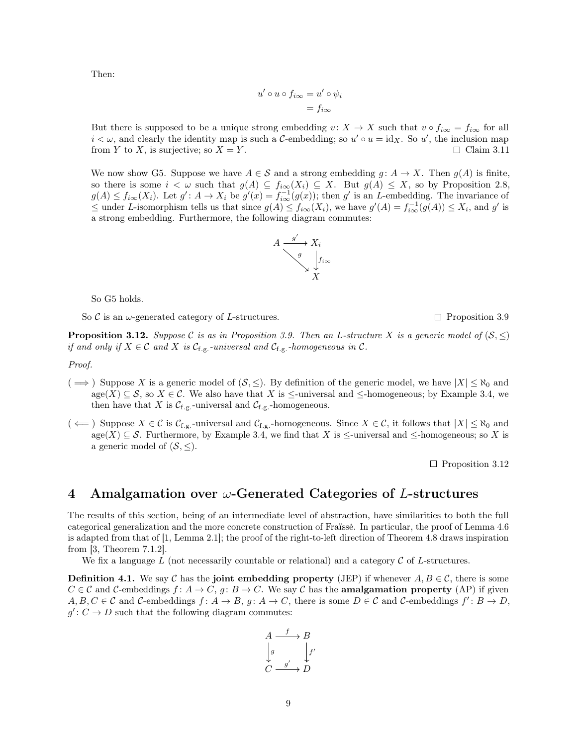Then:

$$
\begin{aligned}
u' \circ u \circ f_{i\infty} &= u' \circ \psi_i \\
&= f_{i\infty}
\end{aligned}
$$

But there is supposed to be a unique strong embedding $v\colon X \to X$ such that $v \circ f_{i\infty} = f_{i\infty}$ for all $i < \omega$, and clearly the identity map is such a $\mathcal{C}$-embedding; so $u' \circ u = \mathrm{id}_X$. So $u'$, the inclusion map from $Y$ to $X$, is surjective; so $X = Y$. $\square$ Claim 3.11

We now show G5. Suppose we have $A \in \mathcal{S}$ and a strong embedding $g\colon A \to X$. Then $g(A)$ is finite, so there is some $i < \omega$ such that $g(A) \subseteq f_{i\infty}(X_i) \subseteq X$. But $g(A) \leq X$, so by Proposition 2.8, $g(A) \leq f_{i\infty}(X_i)$. Let $g'\colon A \to X_i$ be $g'(x) = f_{i\infty}^{-1}(g(x))$; then $g'$ is an $L$-embedding. The invariance of $\leq$ under $L$-isomorphism tells us that since $g(A) \leq f_{i\infty}(X_i)$, we have $g'(A) = f_{i\infty}^{-1}(g(A)) \leq X_i$, and $g'$ is a strong embedding. Furthermore, the following diagram commutes:

$$
\begin{array}{ccc}
A & \xrightarrow{g'} & X_i \\
& \searrow^{g} & \downarrow^{f_{i\infty}} \\
& & X
\end{array}
$$

So G5 holds.

So $\mathcal{C}$ is an $\omega$-generated category of $L$-structures. $\square$ Proposition 3.9

**Proposition 3.12.** *Suppose $\mathcal{C}$ is as in Proposition 3.9. Then an $L$-structure $X$ is a generic model of $(\mathcal{S}, \leq)$ if and only if $X \in \mathcal{C}$ and $X$ is $\mathcal{C}_{\text{f.g.}}$-universal and $\mathcal{C}_{\text{f.g.}}$-homogeneous in $\mathcal{C}$.*

*Proof.*

- ($\implies$) Suppose $X$ is a generic model of $(\mathcal{S}, \leq)$. By definition of the generic model, we have $|X| \leq \aleph_0$ and $\operatorname{age}(X) \subseteq \mathcal{S}$, so $X \in \mathcal{C}$. We also have that $X$ is $\leq$-universal and $\leq$-homogeneous; by Example 3.4, we then have that $X$ is $\mathcal{C}_{\text{f.g.}}$-universal and $\mathcal{C}_{\text{f.g.}}$-homogeneous.
- ($\impliedby$) Suppose $X \in \mathcal{C}$ is $\mathcal{C}_{\text{f.g.}}$-universal and $\mathcal{C}_{\text{f.g.}}$-homogeneous. Since $X \in \mathcal{C}$, it follows that $|X| \leq \aleph_0$ and $\operatorname{age}(X) \subseteq \mathcal{S}$. Furthermore, by Example 3.4, we find that $X$ is $\leq$-universal and $\leq$-homogeneous; so $X$ is a generic model of $(\mathcal{S}, \leq)$.

$\square$ Proposition 3.12

# 4 Amalgamation over $\omega$-Generated Categories of $L$-structures

The results of this section, being of an intermediate level of abstraction, have similarities to both the full categorical generalization and the more concrete construction of Fraïssé. In particular, the proof of Lemma 4.6 is adapted from that of [1, Lemma 2.1]; the proof of the right-to-left direction of Theorem 4.8 draws inspiration from [3, Theorem 7.1.2].

We fix a language $L$ (not necessarily countable or relational) and a category $\mathcal{C}$ of $L$-structures.

**Definition 4.1.** We say $\mathcal{C}$ has the **joint embedding property** (JEP) if whenever $A, B \in \mathcal{C}$, there is some $C \in \mathcal{C}$ and $\mathcal{C}$-embeddings $f\colon A \to C$, $g\colon B \to C$. We say $\mathcal{C}$ has the **amalgamation property** (AP) if given $A, B, C \in \mathcal{C}$ and $\mathcal{C}$-embeddings $f\colon A \to B$, $g\colon A \to C$, there is some $D \in \mathcal{C}$ and $\mathcal{C}$-embeddings $f'\colon B \to D$, $g'\colon C \to D$ such that the following diagram commutes:

$$
\begin{array}{ccc}
A & \xrightarrow{f} & B \\
\downarrow^{g} & & \downarrow^{f'} \\
C & \xrightarrow{g'} & D
\end{array}
$$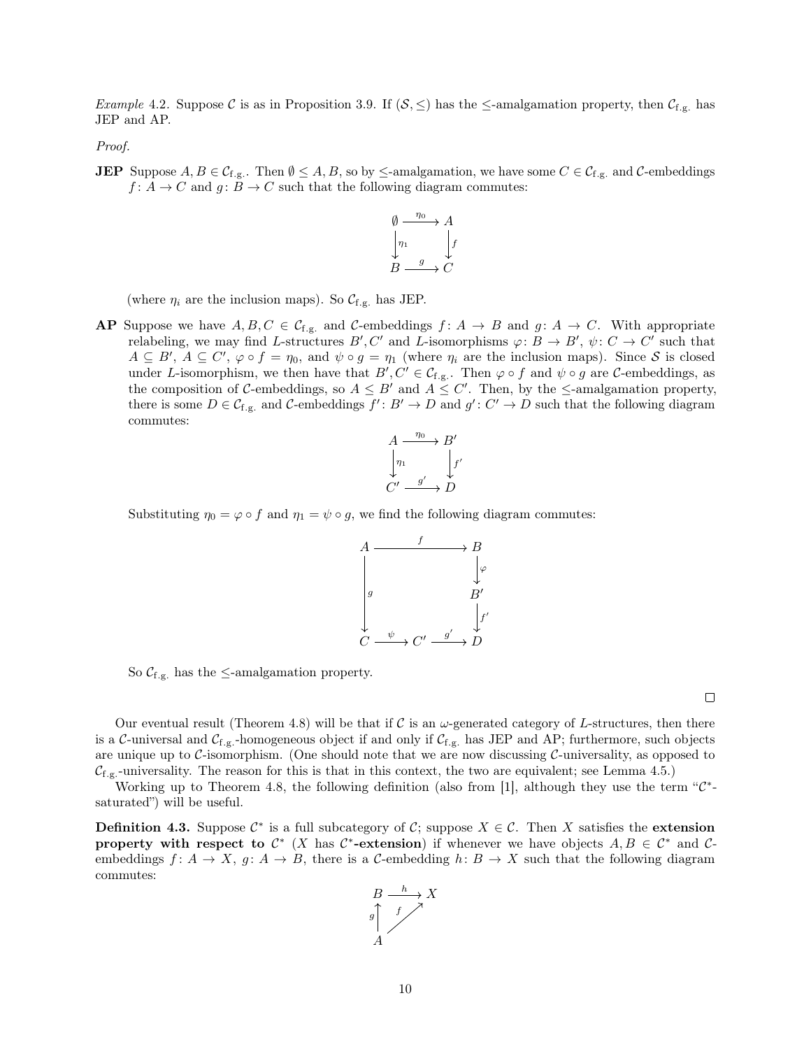*Example* 4.2. Suppose $\mathcal{C}$ is as in Proposition 3.9. If $(\mathcal{S}, \leq)$ has the $\leq$-amalgamation property, then $\mathcal{C}_{\text{f.g.}}$ has JEP and AP.

*Proof.*

**JEP** Suppose $A, B \in \mathcal{C}_{\text{f.g.}}$. Then $\emptyset \leq A, B$, so by $\leq$-amalgamation, we have some $C \in \mathcal{C}_{\text{f.g.}}$ and $\mathcal{C}$-embeddings $f \colon A \to C$ and $g \colon B \to C$ such that the following diagram commutes:

$$\begin{array}{ccc} \emptyset & \xrightarrow{\eta_0} & A \\ \downarrow{\scriptstyle \eta_1} & & \downarrow{\scriptstyle f} \\ B & \xrightarrow{g} & C \end{array}$$

(where $\eta_i$ are the inclusion maps). So $\mathcal{C}_{\text{f.g.}}$ has JEP.

**AP** Suppose we have $A, B, C \in \mathcal{C}_{\text{f.g.}}$ and $\mathcal{C}$-embeddings $f \colon A \to B$ and $g \colon A \to C$. With appropriate relabeling, we may find $L$-structures $B', C'$ and $L$-isomorphisms $\varphi \colon B \to B'$, $\psi \colon C \to C'$ such that $A \subseteq B'$, $A \subseteq C'$, $\varphi \circ f = \eta_0$, and $\psi \circ g = \eta_1$ (where $\eta_i$ are the inclusion maps). Since $\mathcal{S}$ is closed under $L$-isomorphism, we then have that $B', C' \in \mathcal{C}_{\text{f.g.}}$. Then $\varphi \circ f$ and $\psi \circ g$ are $\mathcal{C}$-embeddings, as the composition of $\mathcal{C}$-embeddings, so $A \leq B'$ and $A \leq C'$. Then, by the $\leq$-amalgamation property, there is some $D \in \mathcal{C}_{\text{f.g.}}$ and $\mathcal{C}$-embeddings $f' \colon B' \to D$ and $g' \colon C' \to D$ such that the following diagram commutes:

$$\begin{array}{ccc} A & \xrightarrow{\eta_0} & B' \\ \downarrow{\scriptstyle \eta_1} & & \downarrow{\scriptstyle f'} \\ C' & \xrightarrow{g'} & D \end{array}$$

Substituting $\eta_0 = \varphi \circ f$ and $\eta_1 = \psi \circ g$, we find the following diagram commutes:

$$\begin{array}{ccccc} A & & \xrightarrow{\quad f \quad} & & B \\ & & & & \downarrow{\scriptstyle \varphi} \\ \downarrow{\scriptstyle g} & & & & B' \\ & & & & \downarrow{\scriptstyle f'} \\ C & \xrightarrow{\psi} & C' & \xrightarrow{g'} & D \end{array}$$

So $\mathcal{C}_{\text{f.g.}}$ has the $\leq$-amalgamation property.

$\square$

Our eventual result (Theorem 4.8) will be that if $\mathcal{C}$ is an $\omega$-generated category of $L$-structures, then there is a $\mathcal{C}$-universal and $\mathcal{C}_{\text{f.g.}}$-homogeneous object if and only if $\mathcal{C}_{\text{f.g.}}$ has JEP and AP; furthermore, such objects are unique up to $\mathcal{C}$-isomorphism. (One should note that we are now discussing $\mathcal{C}$-universality, as opposed to $\mathcal{C}_{\text{f.g.}}$-universality. The reason for this is that in this context, the two are equivalent; see Lemma 4.5.)

Working up to Theorem 4.8, the following definition (also from [1], although they use the term "$\mathcal{C}^*$-saturated") will be useful.

**Definition 4.3.** Suppose $\mathcal{C}^*$ is a full subcategory of $\mathcal{C}$; suppose $X \in \mathcal{C}$. Then $X$ satisfies the **extension property with respect to** $\mathcal{C}^*$ ($X$ **has** $\mathcal{C}^*$**-extension**) if whenever we have objects $A, B \in \mathcal{C}^*$ and $\mathcal{C}$-embeddings $f \colon A \to X$, $g \colon A \to B$, there is a $\mathcal{C}$-embedding $h \colon B \to X$ such that the following diagram commutes:

$$\begin{array}{ccc} B & \xrightarrow{h} & X \\ \uparrow{\scriptstyle g} & \nearrow{\scriptstyle f} & \\ A & & \end{array}$$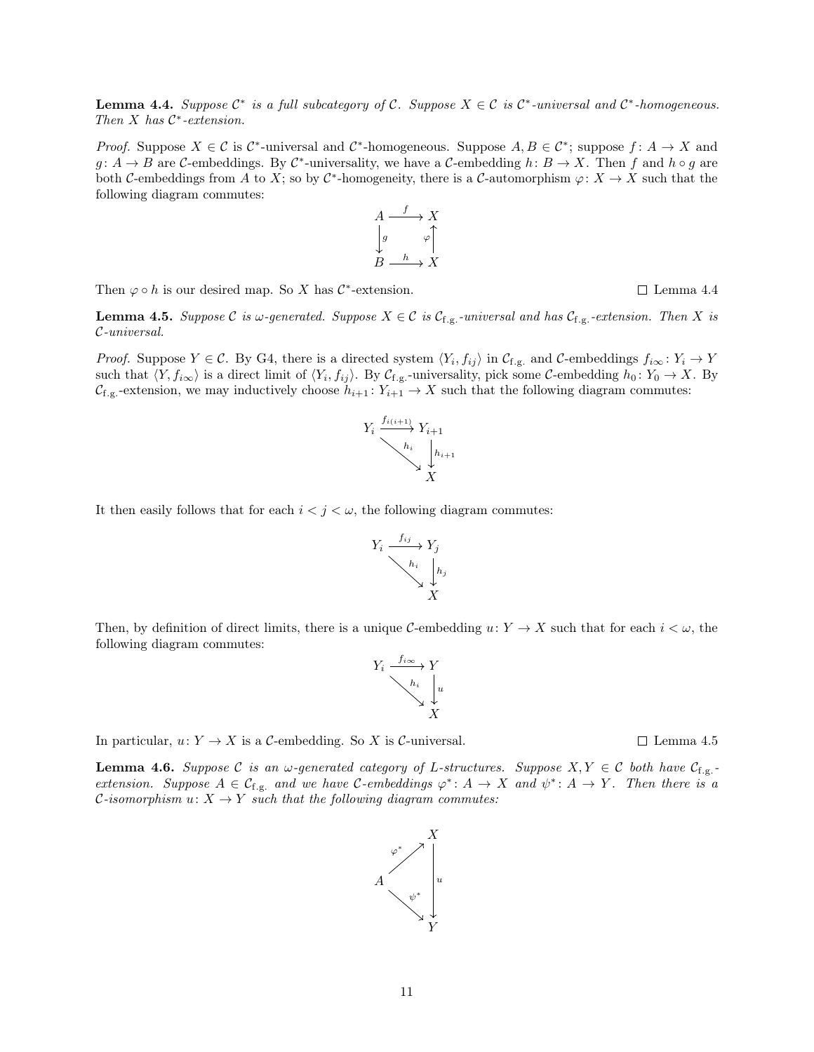**Lemma 4.4.** *Suppose $\mathcal{C}^*$ is a full subcategory of $\mathcal{C}$. Suppose $X \in \mathcal{C}$ is $\mathcal{C}^*$-universal and $\mathcal{C}^*$-homogeneous. Then $X$ has $\mathcal{C}^*$-extension.*

*Proof.* Suppose $X \in \mathcal{C}$ is $\mathcal{C}^*$-universal and $\mathcal{C}^*$-homogeneous. Suppose $A, B \in \mathcal{C}^*$; suppose $f\colon A \to X$ and $g\colon A \to B$ are $\mathcal{C}$-embeddings. By $\mathcal{C}^*$-universality, we have a $\mathcal{C}$-embedding $h\colon B \to X$. Then $f$ and $h \circ g$ are both $\mathcal{C}$-embeddings from $A$ to $X$; so by $\mathcal{C}^*$-homogeneity, there is a $\mathcal{C}$-automorphism $\varphi\colon X \to X$ such that the following diagram commutes:

$$\begin{array}{ccc} A & \xrightarrow{f} & X \\ \big\downarrow{\scriptstyle g} & & \big\uparrow{\scriptstyle \varphi} \\ B & \xrightarrow{h} & X \end{array}$$

Then $\varphi \circ h$ is our desired map. So $X$ has $\mathcal{C}^*$-extension. □ Lemma 4.4

**Lemma 4.5.** *Suppose $\mathcal{C}$ is $\omega$-generated. Suppose $X \in \mathcal{C}$ is $\mathcal{C}_{\text{f.g.}}$-universal and has $\mathcal{C}_{\text{f.g.}}$-extension. Then $X$ is $\mathcal{C}$-universal.*

*Proof.* Suppose $Y \in \mathcal{C}$. By G4, there is a directed system $\langle Y_i, f_{ij} \rangle$ in $\mathcal{C}_{\text{f.g.}}$ and $\mathcal{C}$-embeddings $f_{i\infty}\colon Y_i \to Y$ such that $\langle Y, f_{i\infty} \rangle$ is a direct limit of $\langle Y_i, f_{ij} \rangle$. By $\mathcal{C}_{\text{f.g.}}$-universality, pick some $\mathcal{C}$-embedding $h_0\colon Y_0 \to X$. By $\mathcal{C}_{\text{f.g.}}$-extension, we may inductively choose $h_{i+1}\colon Y_{i+1} \to X$ such that the following diagram commutes:

$$\begin{array}{ccc} Y_i & \xrightarrow{f_{i(i+1)}} & Y_{i+1} \\ & \searrow^{h_i} & \big\downarrow{\scriptstyle h_{i+1}} \\ & & X \end{array}$$

It then easily follows that for each $i < j < \omega$, the following diagram commutes:

$$\begin{array}{ccc} Y_i & \xrightarrow{f_{ij}} & Y_j \\ & \searrow^{h_i} & \big\downarrow{\scriptstyle h_j} \\ & & X \end{array}$$

Then, by definition of direct limits, there is a unique $\mathcal{C}$-embedding $u\colon Y \to X$ such that for each $i < \omega$, the following diagram commutes:

$$\begin{array}{ccc} Y_i & \xrightarrow{f_{i\infty}} & Y \\ & \searrow^{h_i} & \big\downarrow{\scriptstyle u} \\ & & X \end{array}$$

In particular, $u\colon Y \to X$ is a $\mathcal{C}$-embedding. So $X$ is $\mathcal{C}$-universal. □ Lemma 4.5

**Lemma 4.6.** *Suppose $\mathcal{C}$ is an $\omega$-generated category of $L$-structures. Suppose $X, Y \in \mathcal{C}$ both have $\mathcal{C}_{\text{f.g.}}$-extension. Suppose $A \in \mathcal{C}_{\text{f.g.}}$ and we have $\mathcal{C}$-embeddings $\varphi^*\colon A \to X$ and $\psi^*\colon A \to Y$. Then there is a $\mathcal{C}$-isomorphism $u\colon X \to Y$ such that the following diagram commutes:*

$$\begin{array}{ccc} & & X \\ & \nearrow^{\varphi^*} & \\ A & & \big\downarrow{\scriptstyle u} \\ & \searrow_{\psi^*} & \\ & & Y \end{array}$$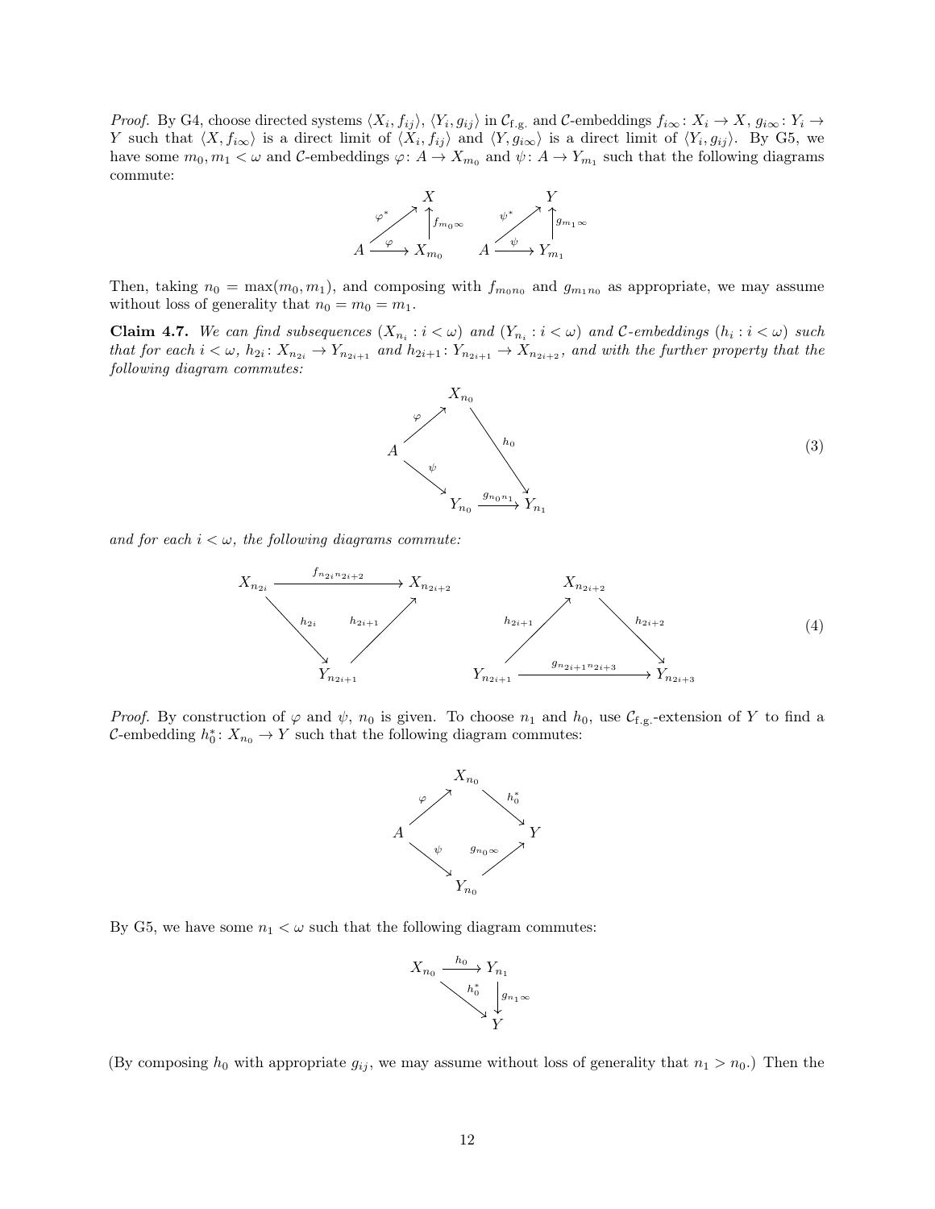*Proof.* By G4, choose directed systems $\langle X_i, f_{ij}\rangle$, $\langle Y_i, g_{ij}\rangle$ in $\mathcal{C}_{\text{f.g.}}$ and $\mathcal{C}$-embeddings $f_{i\infty}\colon X_i \to X$, $g_{i\infty}\colon Y_i \to Y$ such that $\langle X, f_{i\infty}\rangle$ is a direct limit of $\langle X_i, f_{ij}\rangle$ and $\langle Y, g_{i\infty}\rangle$ is a direct limit of $\langle Y_i, g_{ij}\rangle$. By G5, we have some $m_0, m_1 < \omega$ and $\mathcal{C}$-embeddings $\varphi\colon A \to X_{m_0}$ and $\psi\colon A \to Y_{m_1}$ such that the following diagrams commute:

$$\begin{array}{ccc} & & X \\ & \overset{\varphi^*}{\nearrow} & \uparrow f_{m_0\infty} \\ A & \xrightarrow{\varphi} & X_{m_0} \end{array} \qquad \begin{array}{ccc} & & Y \\ & \overset{\psi^*}{\nearrow} & \uparrow g_{m_1\infty} \\ A & \xrightarrow{\psi} & Y_{m_1} \end{array}$$

Then, taking $n_0 = \max(m_0, m_1)$, and composing with $f_{m_0 n_0}$ and $g_{m_1 n_0}$ as appropriate, we may assume without loss of generality that $n_0 = m_0 = m_1$.

**Claim 4.7.** *We can find subsequences $(X_{n_i} : i < \omega)$ and $(Y_{n_i} : i < \omega)$ and $\mathcal{C}$-embeddings $(h_i : i < \omega)$ such that for each $i < \omega$, $h_{2i}\colon X_{n_{2i}} \to Y_{n_{2i+1}}$ and $h_{2i+1}\colon Y_{n_{2i+1}} \to X_{n_{2i+2}}$, and with the further property that the following diagram commutes:*

$$\begin{array}{ccccc} & & X_{n_0} & & \\ & \overset{\varphi}{\nearrow} & & \overset{h_0}{\searrow} & \\ A & & & & \\ & \underset{\psi}{\searrow} & & & \\ & & Y_{n_0} & \xrightarrow{g_{n_0 n_1}} & Y_{n_1} \end{array} \tag{3}$$

*and for each $i < \omega$, the following diagrams commute:*

$$\begin{array}{ccc} X_{n_{2i}} & \xrightarrow{f_{n_{2i} n_{2i+2}}} & X_{n_{2i+2}} \\ & \underset{h_{2i}}{\searrow} \quad \underset{h_{2i+1}}{\nearrow} & \\ & Y_{n_{2i+1}} & \end{array} \qquad \begin{array}{ccc} & X_{n_{2i+2}} & \\ & \overset{h_{2i+1}}{\nearrow} \quad \overset{h_{2i+2}}{\searrow} & \\ Y_{n_{2i+1}} & \xrightarrow{g_{n_{2i+1} n_{2i+3}}} & Y_{n_{2i+3}} \end{array} \tag{4}$$

*Proof.* By construction of $\varphi$ and $\psi$, $n_0$ is given. To choose $n_1$ and $h_0$, use $\mathcal{C}_{\text{f.g.}}$-extension of $Y$ to find a $\mathcal{C}$-embedding $h_0^*\colon X_{n_0} \to Y$ such that the following diagram commutes:

$$\begin{array}{ccccc} & & X_{n_0} & & \\ & \overset{\varphi}{\nearrow} & & \overset{h_0^*}{\searrow} & \\ A & & & & Y \\ & \underset{\psi}{\searrow} & & \underset{g_{n_0\infty}}{\nearrow} & \\ & & Y_{n_0} & & \end{array}$$

By G5, we have some $n_1 < \omega$ such that the following diagram commutes:

$$\begin{array}{ccc} X_{n_0} & \xrightarrow{h_0} & Y_{n_1} \\ & \underset{h_0^*}{\searrow} & \downarrow g_{n_1\infty} \\ & & Y \end{array}$$

(By composing $h_0$ with appropriate $g_{ij}$, we may assume without loss of generality that $n_1 > n_0$.) Then the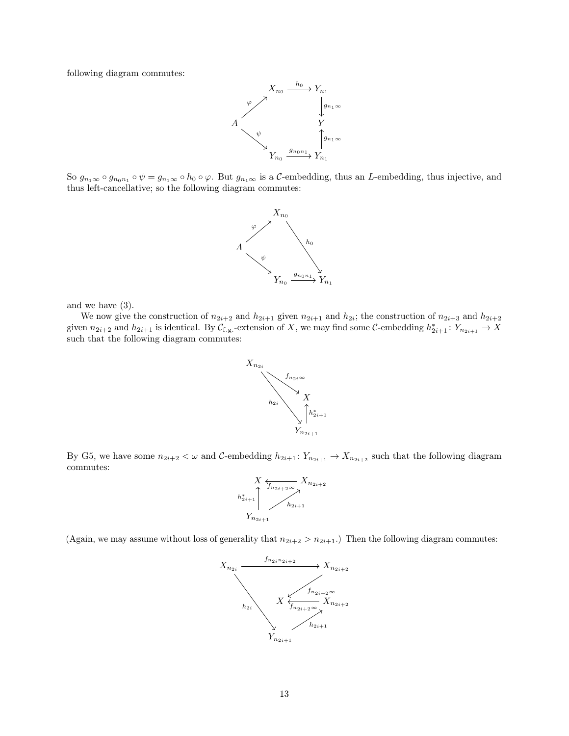following diagram commutes:

$$
\begin{array}{ccc}
 & X_{n_0} \xrightarrow{h_0} & Y_{n_1} \\
 {}^{\varphi}\nearrow & & \downarrow g_{n_1\infty} \\
A & & Y \\
 {}_{\psi}\searrow & & \uparrow g_{n_1\infty} \\
 & Y_{n_0} \xrightarrow{g_{n_0 n_1}} & Y_{n_1}
\end{array}
$$

So $g_{n_1\infty} \circ g_{n_0n_1} \circ \psi = g_{n_1\infty} \circ h_0 \circ \varphi$. But $g_{n_1\infty}$ is a $\mathcal{C}$-embedding, thus an $L$-embedding, thus injective, and thus left-cancellative; so the following diagram commutes:

$$
\begin{array}{ccc}
 & X_{n_0} & \\
 {}^{\varphi}\nearrow & & \searrow^{h_0} \\
A & & \\
 {}_{\psi}\searrow & & \\
 & Y_{n_0} \xrightarrow{g_{n_0 n_1}} & Y_{n_1}
\end{array}
$$

and we have (3).

We now give the construction of $n_{2i+2}$ and $h_{2i+1}$ given $n_{2i+1}$ and $h_{2i}$; the construction of $n_{2i+3}$ and $h_{2i+2}$ given $n_{2i+2}$ and $h_{2i+1}$ is identical. By $\mathcal{C}_{\text{f.g.}}$-extension of $X$, we may find some $\mathcal{C}$-embedding $h^*_{2i+1} \colon Y_{n_{2i+1}} \to X$ such that the following diagram commutes:

$$
\begin{array}{ccc}
X_{n_{2i}} & \xrightarrow{f_{n_{2i}\infty}} & X \\
 & {}_{h_{2i}}\searrow & \uparrow h^*_{2i+1} \\
 & & Y_{n_{2i+1}}
\end{array}
$$

By G5, we have some $n_{2i+2} < \omega$ and $\mathcal{C}$-embedding $h_{2i+1} \colon Y_{n_{2i+1}} \to X_{n_{2i+2}}$ such that the following diagram commutes:

$$
\begin{array}{ccc}
X & \xleftarrow{f_{n_{2i+2}\infty}} & X_{n_{2i+2}} \\
\uparrow h^*_{2i+1} & \nearrow_{h_{2i+1}} & \\
Y_{n_{2i+1}} & &
\end{array}
$$

(Again, we may assume without loss of generality that $n_{2i+2} > n_{2i+1}$.) Then the following diagram commutes:

$$
\begin{array}{ccc}
X_{n_{2i}} & \xrightarrow{f_{n_{2i}n_{2i+2}}} & X_{n_{2i+2}} \\
 & & \swarrow f_{n_{2i+2}\infty} \\
 {}_{h_{2i}}\searrow & X & \xleftarrow{f_{n_{2i+2}\infty}} X_{n_{2i+2}} \\
 & & \nearrow_{h_{2i+1}} \\
 & Y_{n_{2i+1}} &
\end{array}
$$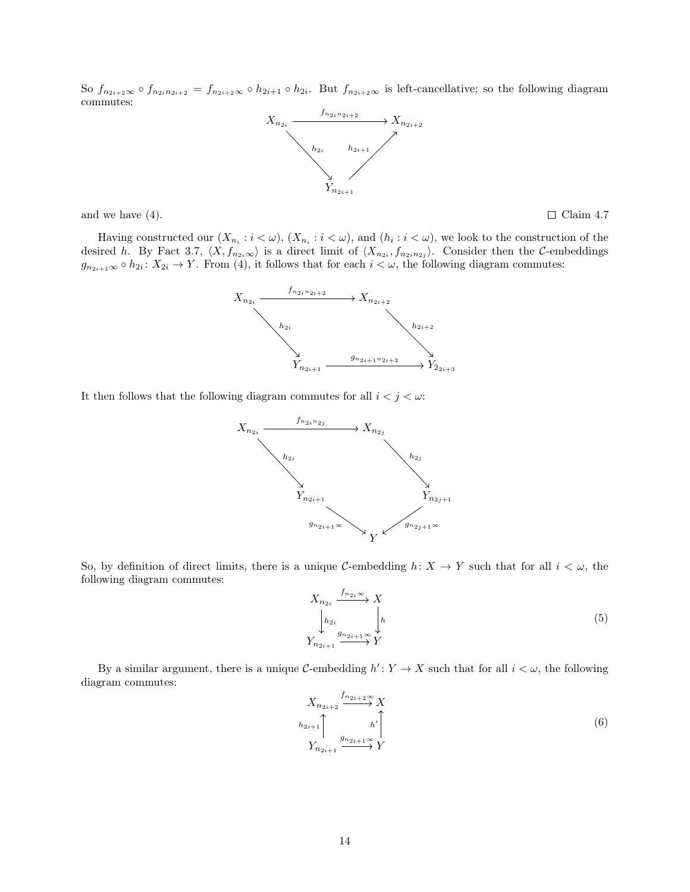So $f_{n_{2i+2}\infty} \circ f_{n_{2i}n_{2i+2}} = f_{n_{2i+2}\infty} \circ h_{2i+1} \circ h_{2i}$. But $f_{n_{2i+2}\infty}$ is left-cancellative; so the following diagram commutes:

$$\begin{array}{ccc} X_{n_{2i}} & \xrightarrow{f_{n_{2i}n_{2i+2}}} & X_{n_{2i+2}} \\ & {\scriptstyle h_{2i}} \searrow \quad \nearrow {\scriptstyle h_{2i+1}} & \\ & Y_{n_{2i+1}} & \end{array}$$

and we have (4). $\square$ Claim 4.7

Having constructed our $(X_{n_i} : i < \omega)$, $(X_{n_i} : i < \omega)$, and $(h_i : i < \omega)$, we look to the construction of the desired $h$. By Fact 3.7, $\langle X, f_{n_{2i}\infty}\rangle$ is a direct limit of $\langle X_{n_{2i}}, f_{n_{2i}n_{2j}}\rangle$. Consider then the $\mathcal{C}$-embeddings $g_{n_{2i+1}\infty} \circ h_{2i} \colon X_{2i} \to Y$. From (4), it follows that for each $i < \omega$, the following diagram commutes:

$$\begin{array}{ccc} X_{n_{2i}} & \xrightarrow{f_{n_{2i}n_{2i+2}}} & X_{n_{2i+2}} \\ \downarrow {\scriptstyle h_{2i}} & & \downarrow {\scriptstyle h_{2i+2}} \\ Y_{n_{2i+1}} & \xrightarrow{g_{n_{2i+1}n_{2i+3}}} & Y_{2_{2i+3}} \end{array}$$

It then follows that the following diagram commutes for all $i < j < \omega$:

$$\begin{array}{ccc} X_{n_{2i}} & \xrightarrow{f_{n_{2i}n_{2j}}} & X_{n_{2j}} \\ \downarrow {\scriptstyle h_{2i}} & & \downarrow {\scriptstyle h_{2j}} \\ Y_{n_{2i+1}} & & Y_{n_{2j+1}} \\ & {\scriptstyle g_{n_{2i+1}\infty}} \searrow \quad \swarrow {\scriptstyle g_{n_{2j+1}\infty}} & \\ & Y & \end{array}$$

So, by definition of direct limits, there is a unique $\mathcal{C}$-embedding $h \colon X \to Y$ such that for all $i < \omega$, the following diagram commutes:

$$\begin{array}{ccc} X_{n_{2i}} & \xrightarrow{f_{n_{2i}\infty}} & X \\ \downarrow {\scriptstyle h_{2i}} & & \downarrow {\scriptstyle h} \\ Y_{n_{2i+1}} & \xrightarrow{g_{n_{2i+1}\infty}} & Y \end{array} \tag{5}$$

By a similar argument, there is a unique $\mathcal{C}$-embedding $h' \colon Y \to X$ such that for all $i < \omega$, the following diagram commutes:

$$\begin{array}{ccc} X_{n_{2i+2}} & \xrightarrow{f_{n_{2i+2}\infty}} & X \\ \uparrow {\scriptstyle h_{2i+1}} & & \uparrow {\scriptstyle h'} \\ Y_{n_{2i+1}} & \xrightarrow{g_{n_{2i+1}\infty}} & Y \end{array} \tag{6}$$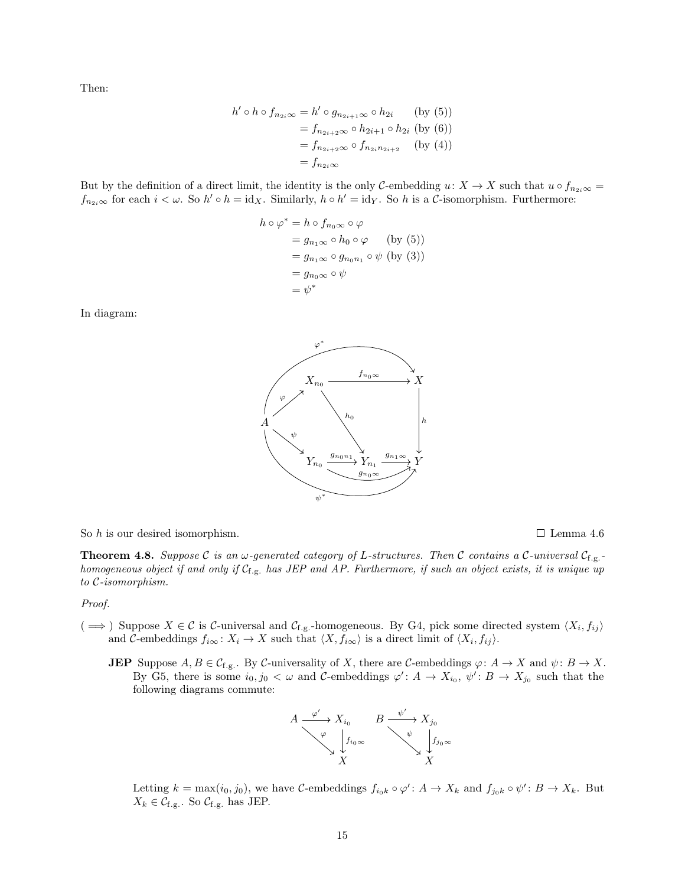Then:

$$\begin{aligned}
h' \circ h \circ f_{n_{2i}\infty} &= h' \circ g_{n_{2i+1}\infty} \circ h_{2i} && \text{(by (5))} \\
&= f_{n_{2i+2}\infty} \circ h_{2i+1} \circ h_{2i} && \text{(by (6))} \\
&= f_{n_{2i+2}\infty} \circ f_{n_{2i}n_{2i+2}} && \text{(by (4))} \\
&= f_{n_{2i}\infty}
\end{aligned}$$

But by the definition of a direct limit, the identity is the only $\mathcal{C}$-embedding $u \colon X \to X$ such that $u \circ f_{n_{2i}\infty} = f_{n_{2i}\infty}$ for each $i < \omega$. So $h' \circ h = \mathrm{id}_X$. Similarly, $h \circ h' = \mathrm{id}_Y$. So $h$ is a $\mathcal{C}$-isomorphism. Furthermore:

$$\begin{aligned}
h \circ \varphi^* &= h \circ f_{n_0\infty} \circ \varphi \\
&= g_{n_1\infty} \circ h_0 \circ \varphi && \text{(by (5))} \\
&= g_{n_1\infty} \circ g_{n_0n_1} \circ \psi && \text{(by (3))} \\
&= g_{n_0\infty} \circ \psi \\
&= \psi^*
\end{aligned}$$

In diagram:

$$\begin{array}{ccccc}
 & X_{n_0} & \xrightarrow{f_{n_0\infty}} & & X \\
\overset{\varphi}{\nearrow} & & \overset{h_0}{\searrow} & & \downarrow h \\
A & & & & \\
\underset{\psi}{\searrow} & & & & \\
 & Y_{n_0} & \xrightarrow{g_{n_0n_1}} & Y_{n_1} \xrightarrow{g_{n_1\infty}} & Y
\end{array}$$

(with $\varphi^* \colon A \to X$, $\psi^* \colon A \to Y$, and $g_{n_0\infty} \colon Y_{n_0} \to Y$)

So $h$ is our desired isomorphism. $\square$ Lemma 4.6

**Theorem 4.8.** *Suppose $\mathcal{C}$ is an $\omega$-generated category of $L$-structures. Then $\mathcal{C}$ contains a $\mathcal{C}$-universal $\mathcal{C}_{\text{f.g.}}$-homogeneous object if and only if $\mathcal{C}_{\text{f.g.}}$ has JEP and AP. Furthermore, if such an object exists, it is unique up to $\mathcal{C}$-isomorphism.*

*Proof.*

($\implies$) Suppose $X \in \mathcal{C}$ is $\mathcal{C}$-universal and $\mathcal{C}_{\text{f.g.}}$-homogeneous. By G4, pick some directed system $\langle X_i, f_{ij} \rangle$ and $\mathcal{C}$-embeddings $f_{i\infty} \colon X_i \to X$ such that $\langle X, f_{i\infty} \rangle$ is a direct limit of $\langle X_i, f_{ij} \rangle$.

**JEP** Suppose $A, B \in \mathcal{C}_{\text{f.g.}}$. By $\mathcal{C}$-universality of $X$, there are $\mathcal{C}$-embeddings $\varphi \colon A \to X$ and $\psi \colon B \to X$. By G5, there is some $i_0, j_0 < \omega$ and $\mathcal{C}$-embeddings $\varphi' \colon A \to X_{i_0}$, $\psi' \colon B \to X_{j_0}$ such that the following diagrams commute:

$$\begin{array}{ccc}
A & \xrightarrow{\varphi'} & X_{i_0} \\
 & \underset{\varphi}{\searrow} & \downarrow f_{i_0\infty} \\
 & & X
\end{array}
\qquad
\begin{array}{ccc}
B & \xrightarrow{\psi'} & X_{j_0} \\
 & \underset{\psi}{\searrow} & \downarrow f_{j_0\infty} \\
 & & X
\end{array}$$

Letting $k = \max(i_0, j_0)$, we have $\mathcal{C}$-embeddings $f_{i_0k} \circ \varphi' \colon A \to X_k$ and $f_{j_0k} \circ \psi' \colon B \to X_k$. But $X_k \in \mathcal{C}_{\text{f.g.}}$. So $\mathcal{C}_{\text{f.g.}}$ has JEP.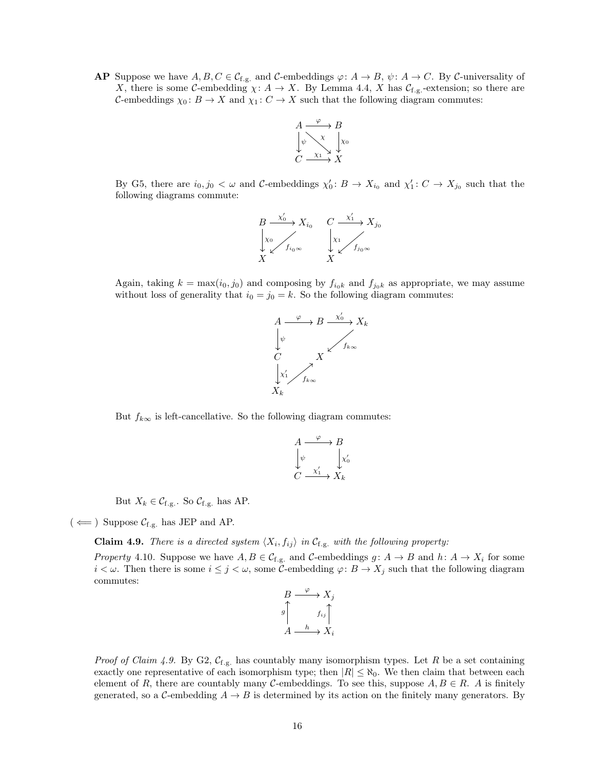**AP** Suppose we have $A, B, C \in \mathcal{C}_{\text{f.g.}}$ and $\mathcal{C}$-embeddings $\varphi\colon A \to B$, $\psi\colon A \to C$. By $\mathcal{C}$-universality of $X$, there is some $\mathcal{C}$-embedding $\chi\colon A \to X$. By Lemma 4.4, $X$ has $\mathcal{C}_{\text{f.g.}}$-extension; so there are $\mathcal{C}$-embeddings $\chi_0\colon B \to X$ and $\chi_1\colon C \to X$ such that the following diagram commutes:

$$\begin{array}{ccc} A & \xrightarrow{\varphi} & B \\ \downarrow{\scriptstyle\psi} & \searrow^{\chi} & \downarrow{\scriptstyle\chi_0} \\ C & \xrightarrow{\chi_1} & X \end{array}$$

By G5, there are $i_0, j_0 < \omega$ and $\mathcal{C}$-embeddings $\chi_0'\colon B \to X_{i_0}$ and $\chi_1'\colon C \to X_{j_0}$ such that the following diagrams commute:

$$\begin{array}{ccc} B & \xrightarrow{\chi_0'} & X_{i_0} \\ \downarrow{\scriptstyle\chi_0} & \swarrow_{f_{i_0\infty}} & \\ X & & \end{array} \qquad \begin{array}{ccc} C & \xrightarrow{\chi_1'} & X_{j_0} \\ \downarrow{\scriptstyle\chi_1} & \swarrow_{f_{j_0\infty}} & \\ X & & \end{array}$$

Again, taking $k = \max(i_0, j_0)$ and composing by $f_{i_0k}$ and $f_{j_0k}$ as appropriate, we may assume without loss of generality that $i_0 = j_0 = k$. So the following diagram commutes:

$$\begin{array}{ccccc} A & \xrightarrow{\varphi} & B & \xrightarrow{\chi_0'} & X_k \\ \downarrow{\scriptstyle\psi} & & & \swarrow_{f_{k\infty}} & \\ C & & X & & \\ \downarrow{\scriptstyle\chi_1'} & \nearrow_{f_{k\infty}} & & & \\ X_k & & & & \end{array}$$

But $f_{k\infty}$ is left-cancellative. So the following diagram commutes:

$$\begin{array}{ccc} A & \xrightarrow{\varphi} & B \\ \downarrow{\scriptstyle\psi} & & \downarrow{\scriptstyle\chi_0'} \\ C & \xrightarrow{\chi_1'} & X_k \end{array}$$

But $X_k \in \mathcal{C}_{\text{f.g.}}$. So $\mathcal{C}_{\text{f.g.}}$ has AP.

$(\Longleftarrow)$ Suppose $\mathcal{C}_{\text{f.g.}}$ has JEP and AP.

**Claim 4.9.** *There is a directed system $\langle X_i, f_{ij}\rangle$ in $\mathcal{C}_{\text{f.g.}}$ with the following property:*

*Property* 4.10. Suppose we have $A, B \in \mathcal{C}_{\text{f.g.}}$ and $\mathcal{C}$-embeddings $g\colon A \to B$ and $h\colon A \to X_i$ for some $i < \omega$. Then there is some $i \leq j < \omega$, some $\mathcal{C}$-embedding $\varphi\colon B \to X_j$ such that the following diagram commutes:

$$\begin{array}{ccc} B & \xrightarrow{\varphi} & X_j \\ \uparrow{\scriptstyle g} & & \uparrow{\scriptstyle f_{ij}} \\ A & \xrightarrow{h} & X_i \end{array}$$

*Proof of Claim 4.9.* By G2, $\mathcal{C}_{\text{f.g.}}$ has countably many isomorphism types. Let $R$ be a set containing exactly one representative of each isomorphism type; then $|R| \leq \aleph_0$. We then claim that between each element of $R$, there are countably many $\mathcal{C}$-embeddings. To see this, suppose $A, B \in R$. $A$ is finitely generated, so a $\mathcal{C}$-embedding $A \to B$ is determined by its action on the finitely many generators. By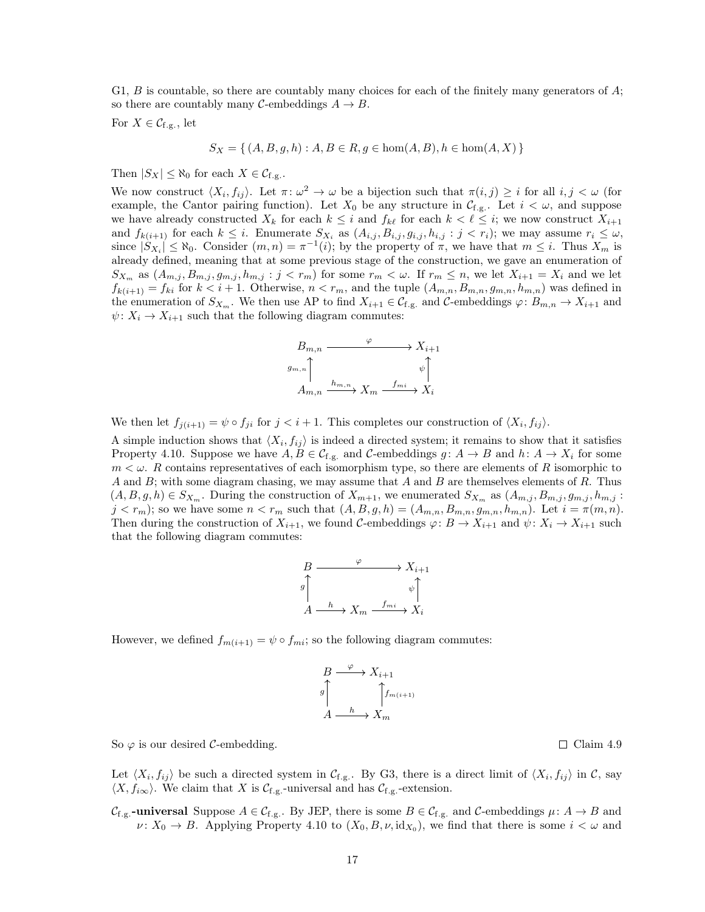G1, $B$ is countable, so there are countably many choices for each of the finitely many generators of $A$; so there are countably many $\mathcal{C}$-embeddings $A \to B$.

For $X \in \mathcal{C}_{\text{f.g.}}$, let

$$S_X = \{ (A, B, g, h) : A, B \in R, g \in \hom(A, B), h \in \hom(A, X) \}$$

Then $|S_X| \leq \aleph_0$ for each $X \in \mathcal{C}_{\text{f.g.}}$.

We now construct $\langle X_i, f_{ij} \rangle$. Let $\pi \colon \omega^2 \to \omega$ be a bijection such that $\pi(i, j) \geq i$ for all $i, j < \omega$ (for example, the Cantor pairing function). Let $X_0$ be any structure in $\mathcal{C}_{\text{f.g.}}$. Let $i < \omega$, and suppose we have already constructed $X_k$ for each $k \leq i$ and $f_{k\ell}$ for each $k < \ell \leq i$; we now construct $X_{i+1}$ and $f_{k(i+1)}$ for each $k \leq i$. Enumerate $S_{X_i}$ as $(A_{i,j}, B_{i,j}, g_{i,j}, h_{i,j} : j < r_i)$; we may assume $r_i \leq \omega$, since $|S_{X_i}| \leq \aleph_0$. Consider $(m, n) = \pi^{-1}(i)$; by the property of $\pi$, we have that $m \leq i$. Thus $X_m$ is already defined, meaning that at some previous stage of the construction, we gave an enumeration of $S_{X_m}$ as $(A_{m,j}, B_{m,j}, g_{m,j}, h_{m,j} : j < r_m)$ for some $r_m < \omega$. If $r_m \leq n$, we let $X_{i+1} = X_i$ and we let $f_{k(i+1)} = f_{ki}$ for $k < i + 1$. Otherwise, $n < r_m$, and the tuple $(A_{m,n}, B_{m,n}, g_{m,n}, h_{m,n})$ was defined in the enumeration of $S_{X_m}$. We then use AP to find $X_{i+1} \in \mathcal{C}_{\text{f.g.}}$ and $\mathcal{C}$-embeddings $\varphi \colon B_{m,n} \to X_{i+1}$ and $\psi \colon X_i \to X_{i+1}$ such that the following diagram commutes:

$$\begin{array}{ccccc}
B_{m,n} & & \xrightarrow{\quad\varphi\quad} & & X_{i+1} \\
{\scriptstyle g_{m,n}}\uparrow & & & & \uparrow{\scriptstyle \psi} \\
A_{m,n} & \xrightarrow{h_{m,n}} & X_m & \xrightarrow{f_{mi}} & X_i
\end{array}$$

We then let $f_{j(i+1)} = \psi \circ f_{ji}$ for $j < i + 1$. This completes our construction of $\langle X_i, f_{ij} \rangle$.

A simple induction shows that $\langle X_i, f_{ij} \rangle$ is indeed a directed system; it remains to show that it satisfies Property 4.10. Suppose we have $A, B \in \mathcal{C}_{\text{f.g.}}$ and $\mathcal{C}$-embeddings $g \colon A \to B$ and $h \colon A \to X_i$ for some $m < \omega$. $R$ contains representatives of each isomorphism type, so there are elements of $R$ isomorphic to $A$ and $B$; with some diagram chasing, we may assume that $A$ and $B$ are themselves elements of $R$. Thus $(A, B, g, h) \in S_{X_m}$. During the construction of $X_{m+1}$, we enumerated $S_{X_m}$ as $(A_{m,j}, B_{m,j}, g_{m,j}, h_{m,j} : j < r_m)$; so we have some $n < r_m$ such that $(A, B, g, h) = (A_{m,n}, B_{m,n}, g_{m,n}, h_{m,n})$. Let $i = \pi(m, n)$. Then during the construction of $X_{i+1}$, we found $\mathcal{C}$-embeddings $\varphi \colon B \to X_{i+1}$ and $\psi \colon X_i \to X_{i+1}$ such that the following diagram commutes:

$$\begin{array}{ccccc}
B & & \xrightarrow{\quad\varphi\quad} & & X_{i+1} \\
{\scriptstyle g}\uparrow & & & & \uparrow{\scriptstyle \psi} \\
A & \xrightarrow{h} & X_m & \xrightarrow{f_{mi}} & X_i
\end{array}$$

However, we defined $f_{m(i+1)} = \psi \circ f_{mi}$; so the following diagram commutes:

$$\begin{array}{ccc}
B & \xrightarrow{\varphi} & X_{i+1} \\
{\scriptstyle g}\uparrow & & \uparrow{\scriptstyle f_{m(i+1)}} \\
A & \xrightarrow{h} & X_m
\end{array}$$

So $\varphi$ is our desired $\mathcal{C}$-embedding. $\square$ Claim 4.9

Let $\langle X_i, f_{ij} \rangle$ be such a directed system in $\mathcal{C}_{\text{f.g.}}$. By G3, there is a direct limit of $\langle X_i, f_{ij} \rangle$ in $\mathcal{C}$, say $\langle X, f_{i\infty} \rangle$. We claim that $X$ is $\mathcal{C}_{\text{f.g.}}$-universal and has $\mathcal{C}_{\text{f.g.}}$-extension.

**$\mathcal{C}_{\text{f.g.}}$-universal** Suppose $A \in \mathcal{C}_{\text{f.g.}}$. By JEP, there is some $B \in \mathcal{C}_{\text{f.g.}}$ and $\mathcal{C}$-embeddings $\mu \colon A \to B$ and $\nu \colon X_0 \to B$. Applying Property 4.10 to $(X_0, B, \nu, \mathrm{id}_{X_0})$, we find that there is some $i < \omega$ and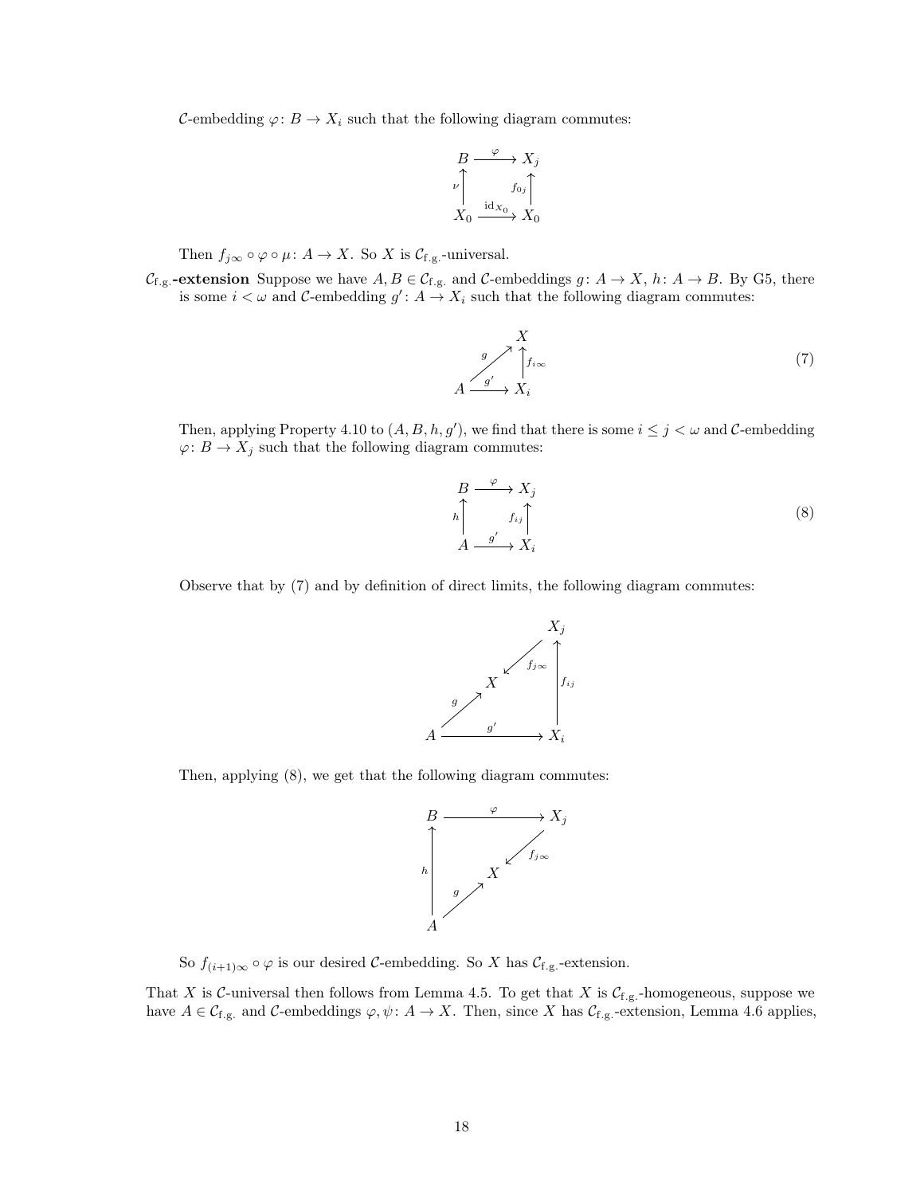$\mathcal{C}$-embedding $\varphi\colon B \to X_i$ such that the following diagram commutes:

$$\begin{array}{ccc} B & \xrightarrow{\varphi} & X_j \\ \nu\uparrow & & \uparrow f_{0j} \\ X_0 & \xrightarrow{\mathrm{id}_{X_0}} & X_0 \end{array}$$

Then $f_{j\infty} \circ \varphi \circ \mu\colon A \to X$. So $X$ is $\mathcal{C}_{\text{f.g.}}$-universal.

**$\mathcal{C}_{\text{f.g.}}$-extension** Suppose we have $A, B \in \mathcal{C}_{\text{f.g.}}$ and $\mathcal{C}$-embeddings $g\colon A \to X$, $h\colon A \to B$. By G5, there is some $i < \omega$ and $\mathcal{C}$-embedding $g'\colon A \to X_i$ such that the following diagram commutes:

$$\begin{array}{ccc} & & X \\ & \overset{g}{\nearrow} & \uparrow f_{i\infty} \\ A & \xrightarrow{g'} & X_i \end{array} \tag{7}$$

Then, applying Property 4.10 to $(A, B, h, g')$, we find that there is some $i \leq j < \omega$ and $\mathcal{C}$-embedding $\varphi\colon B \to X_j$ such that the following diagram commutes:

$$\begin{array}{ccc} B & \xrightarrow{\varphi} & X_j \\ h\uparrow & & \uparrow f_{ij} \\ A & \xrightarrow{g'} & X_i \end{array} \tag{8}$$

Observe that by (7) and by definition of direct limits, the following diagram commutes:

$$\begin{array}{ccccc} & & & & X_j \\ & & & \overset{f_{j\infty}}{\swarrow} & \\ & & X & & \uparrow f_{ij} \\ & \overset{g}{\nearrow} & & & \\ A & & \xrightarrow{g'} & & X_i \end{array}$$

Then, applying (8), we get that the following diagram commutes:

$$\begin{array}{ccccc} B & & \xrightarrow{\varphi} & & X_j \\ & & & \overset{f_{j\infty}}{\swarrow} & \\ h\uparrow & & X & & \\ & \overset{g}{\nearrow} & & & \\ A & & & & \end{array}$$

So $f_{(i+1)\infty} \circ \varphi$ is our desired $\mathcal{C}$-embedding. So $X$ has $\mathcal{C}_{\text{f.g.}}$-extension.

That $X$ is $\mathcal{C}$-universal then follows from Lemma 4.5. To get that $X$ is $\mathcal{C}_{\text{f.g.}}$-homogeneous, suppose we have $A \in \mathcal{C}_{\text{f.g.}}$ and $\mathcal{C}$-embeddings $\varphi, \psi\colon A \to X$. Then, since $X$ has $\mathcal{C}_{\text{f.g.}}$-extension, Lemma 4.6 applies,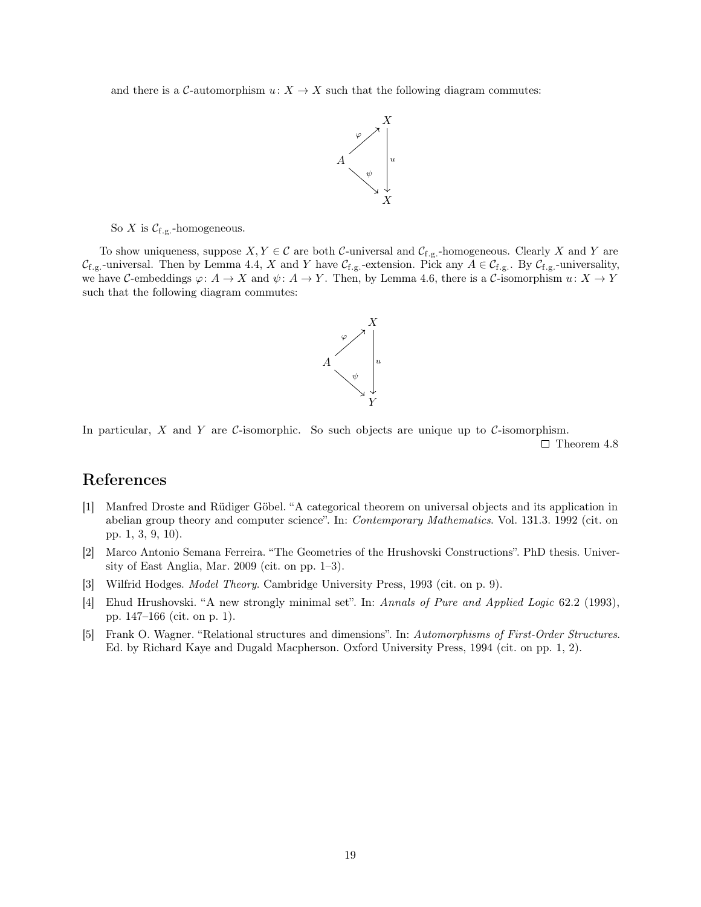and there is a $\mathcal{C}$-automorphism $u\colon X \to X$ such that the following diagram commutes:

$$\begin{array}{ccc} & & X \\ & \overset{\varphi}{\nearrow} & \\ A & & \big\downarrow u \\ & \underset{\psi}{\searrow} & \\ & & X \end{array}$$

So $X$ is $\mathcal{C}_{\text{f.g.}}$-homogeneous.

To show uniqueness, suppose $X, Y \in \mathcal{C}$ are both $\mathcal{C}$-universal and $\mathcal{C}_{\text{f.g.}}$-homogeneous. Clearly $X$ and $Y$ are $\mathcal{C}_{\text{f.g.}}$-universal. Then by Lemma 4.4, $X$ and $Y$ have $\mathcal{C}_{\text{f.g.}}$-extension. Pick any $A \in \mathcal{C}_{\text{f.g.}}$. By $\mathcal{C}_{\text{f.g.}}$-universality, we have $\mathcal{C}$-embeddings $\varphi\colon A \to X$ and $\psi\colon A \to Y$. Then, by Lemma 4.6, there is a $\mathcal{C}$-isomorphism $u\colon X \to Y$ such that the following diagram commutes:

$$\begin{array}{ccc} & & X \\ & \overset{\varphi}{\nearrow} & \\ A & & \big\downarrow u \\ & \underset{\psi}{\searrow} & \\ & & Y \end{array}$$

In particular, $X$ and $Y$ are $\mathcal{C}$-isomorphic. So such objects are unique up to $\mathcal{C}$-isomorphism.

□ Theorem 4.8

## References

[1] Manfred Droste and Rüdiger Göbel. "A categorical theorem on universal objects and its application in abelian group theory and computer science". In: *Contemporary Mathematics*. Vol. 131.3. 1992 (cit. on pp. 1, 3, 9, 10).

[2] Marco Antonio Semana Ferreira. "The Geometries of the Hrushovski Constructions". PhD thesis. University of East Anglia, Mar. 2009 (cit. on pp. 1–3).

[3] Wilfrid Hodges. *Model Theory*. Cambridge University Press, 1993 (cit. on p. 9).

[4] Ehud Hrushovski. "A new strongly minimal set". In: *Annals of Pure and Applied Logic* 62.2 (1993), pp. 147–166 (cit. on p. 1).

[5] Frank O. Wagner. "Relational structures and dimensions". In: *Automorphisms of First-Order Structures*. Ed. by Richard Kaye and Dugald Macpherson. Oxford University Press, 1994 (cit. on pp. 1, 2).